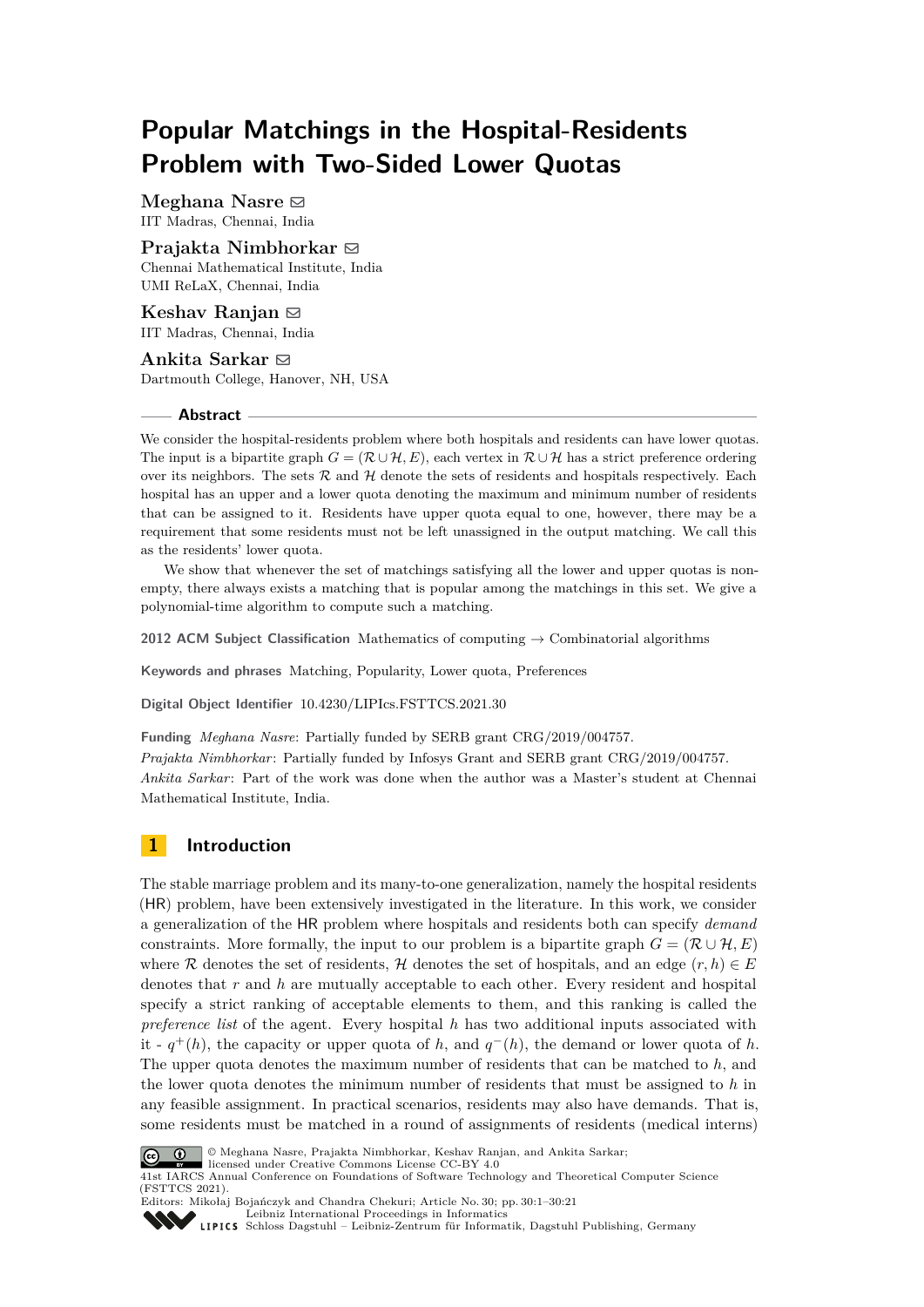# Popular Matchings in the Hospital-Residents Problem with Two-Sided Lower Quotas

**Meghana Nasre** ✉
IIT Madras, Chennai, India

**Prajakta Nimbhorkar** ✉
Chennai Mathematical Institute, India
UMI ReLaX, Chennai, India

**Keshav Ranjan** ✉
IIT Madras, Chennai, India

**Ankita Sarkar** ✉
Dartmouth College, Hanover, NH, USA

## Abstract

We consider the hospital-residents problem where both hospitals and residents can have lower quotas. The input is a bipartite graph $G = (\mathcal{R} \cup \mathcal{H}, E)$, each vertex in $\mathcal{R} \cup \mathcal{H}$ has a strict preference ordering over its neighbors. The sets $\mathcal{R}$ and $\mathcal{H}$ denote the sets of residents and hospitals respectively. Each hospital has an upper and a lower quota denoting the maximum and minimum number of residents that can be assigned to it. Residents have upper quota equal to one, however, there may be a requirement that some residents must not be left unassigned in the output matching. We call this as the residents' lower quota.

We show that whenever the set of matchings satisfying all the lower and upper quotas is non-empty, there always exists a matching that is popular among the matchings in this set. We give a polynomial-time algorithm to compute such a matching.

**2012 ACM Subject Classification** Mathematics of computing → Combinatorial algorithms

**Keywords and phrases** Matching, Popularity, Lower quota, Preferences

**Digital Object Identifier** 10.4230/LIPIcs.FSTTCS.2021.30

**Funding** *Meghana Nasre*: Partially funded by SERB grant CRG/2019/004757.
*Prajakta Nimbhorkar*: Partially funded by Infosys Grant and SERB grant CRG/2019/004757.
*Ankita Sarkar*: Part of the work was done when the author was a Master's student at Chennai Mathematical Institute, India.

## 1 Introduction

The stable marriage problem and its many-to-one generalization, namely the hospital residents (HR) problem, have been extensively investigated in the literature. In this work, we consider a generalization of the HR problem where hospitals and residents both can specify *demand* constraints. More formally, the input to our problem is a bipartite graph $G = (\mathcal{R} \cup \mathcal{H}, E)$ where $\mathcal{R}$ denotes the set of residents, $\mathcal{H}$ denotes the set of hospitals, and an edge $(r, h) \in E$ denotes that $r$ and $h$ are mutually acceptable to each other. Every resident and hospital specify a strict ranking of acceptable elements to them, and this ranking is called the *preference list* of the agent. Every hospital $h$ has two additional inputs associated with it - $q^+(h)$, the capacity or upper quota of $h$, and $q^-(h)$, the demand or lower quota of $h$. The upper quota denotes the maximum number of residents that can be matched to $h$, and the lower quota denotes the minimum number of residents that must be assigned to $h$ in any feasible assignment. In practical scenarios, residents may also have demands. That is, some residents must be matched in a round of assignments of residents (medical interns)

© Meghana Nasre, Prajakta Nimbhorkar, Keshav Ranjan, and Ankita Sarkar; licensed under Creative Commons License CC-BY 4.0
41st IARCS Annual Conference on Foundations of Software Technology and Theoretical Computer Science (FSTTCS 2021).
Editors: Mikołaj Bojańczyk and Chandra Chekuri; Article No. 30; pp. 30:1–30:21
Leibniz International Proceedings in Informatics
Schloss Dagstuhl – Leibniz-Zentrum für Informatik, Dagstuhl Publishing, Germany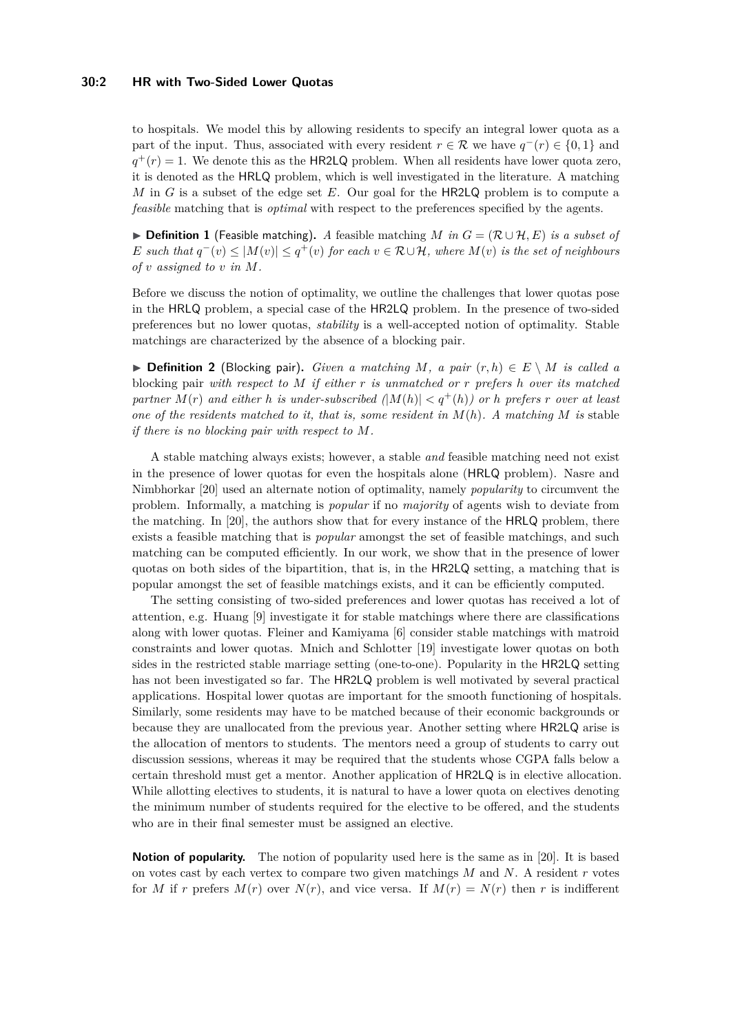to hospitals. We model this by allowing residents to specify an integral lower quota as a part of the input. Thus, associated with every resident $r \in \mathcal{R}$ we have $q^-(r) \in \{0, 1\}$ and $q^+(r) = 1$. We denote this as the HR2LQ problem. When all residents have lower quota zero, it is denoted as the HRLQ problem, which is well investigated in the literature. A matching $M$ in $G$ is a subset of the edge set $E$. Our goal for the HR2LQ problem is to compute a *feasible* matching that is *optimal* with respect to the preferences specified by the agents.

▶ **Definition 1** (Feasible matching). *A* feasible matching *$M$ in $G = (\mathcal{R} \cup \mathcal{H}, E)$ is a subset of $E$ such that $q^-(v) \leq |M(v)| \leq q^+(v)$ for each $v \in \mathcal{R} \cup \mathcal{H}$, where $M(v)$ is the set of neighbours of $v$ assigned to $v$ in $M$.*

Before we discuss the notion of optimality, we outline the challenges that lower quotas pose in the HRLQ problem, a special case of the HR2LQ problem. In the presence of two-sided preferences but no lower quotas, *stability* is a well-accepted notion of optimality. Stable matchings are characterized by the absence of a blocking pair.

▶ **Definition 2** (Blocking pair). *Given a matching $M$, a pair $(r, h) \in E \setminus M$ is called a* blocking pair *with respect to $M$ if either $r$ is unmatched or $r$ prefers $h$ over its matched partner $M(r)$ and either $h$ is under-subscribed ($|M(h)| < q^+(h)$) or $h$ prefers $r$ over at least one of the residents matched to it, that is, some resident in $M(h)$. A matching $M$ is* stable *if there is no blocking pair with respect to $M$.*

A stable matching always exists; however, a stable *and* feasible matching need not exist in the presence of lower quotas for even the hospitals alone (HRLQ problem). Nasre and Nimbhorkar [20] used an alternate notion of optimality, namely *popularity* to circumvent the problem. Informally, a matching is *popular* if no *majority* of agents wish to deviate from the matching. In [20], the authors show that for every instance of the HRLQ problem, there exists a feasible matching that is *popular* amongst the set of feasible matchings, and such matching can be computed efficiently. In our work, we show that in the presence of lower quotas on both sides of the bipartition, that is, in the HR2LQ setting, a matching that is popular amongst the set of feasible matchings exists, and it can be efficiently computed.

The setting consisting of two-sided preferences and lower quotas has received a lot of attention, e.g. Huang [9] investigate it for stable matchings where there are classifications along with lower quotas. Fleiner and Kamiyama [6] consider stable matchings with matroid constraints and lower quotas. Mnich and Schlotter [19] investigate lower quotas on both sides in the restricted stable marriage setting (one-to-one). Popularity in the HR2LQ setting has not been investigated so far. The HR2LQ problem is well motivated by several practical applications. Hospital lower quotas are important for the smooth functioning of hospitals. Similarly, some residents may have to be matched because of their economic backgrounds or because they are unallocated from the previous year. Another setting where HR2LQ arise is the allocation of mentors to students. The mentors need a group of students to carry out discussion sessions, whereas it may be required that the students whose CGPA falls below a certain threshold must get a mentor. Another application of HR2LQ is in elective allocation. While allotting electives to students, it is natural to have a lower quota on electives denoting the minimum number of students required for the elective to be offered, and the students who are in their final semester must be assigned an elective.

**Notion of popularity.** The notion of popularity used here is the same as in [20]. It is based on votes cast by each vertex to compare two given matchings $M$ and $N$. A resident $r$ votes for $M$ if $r$ prefers $M(r)$ over $N(r)$, and vice versa. If $M(r) = N(r)$ then $r$ is indifferent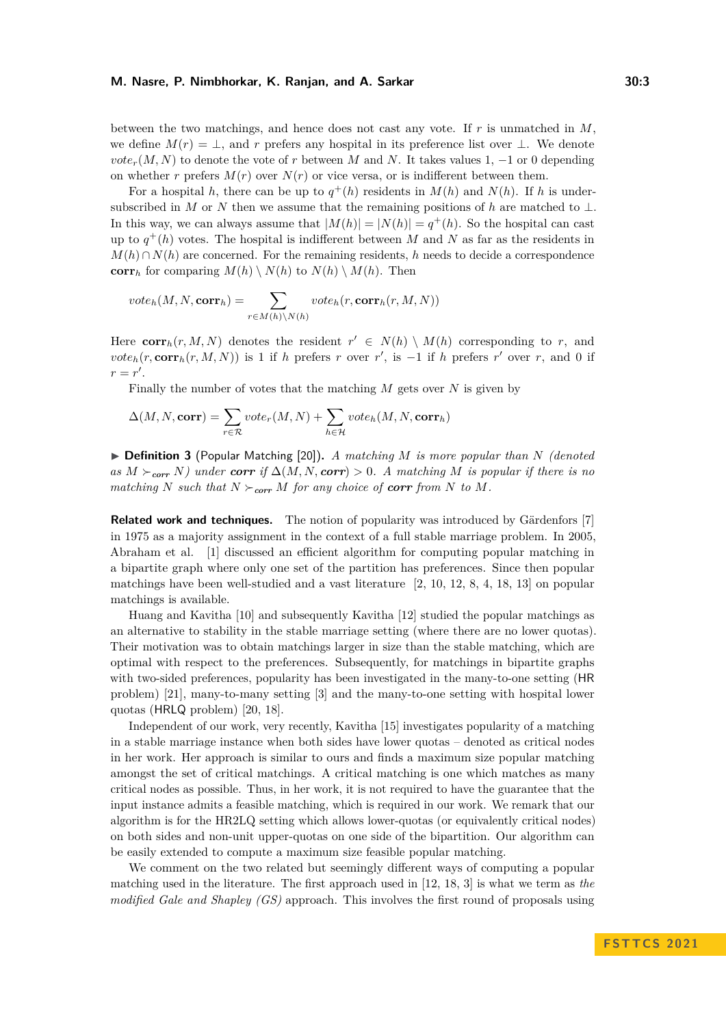between the two matchings, and hence does not cast any vote. If $r$ is unmatched in $M$, we define $M(r) = \bot$, and $r$ prefers any hospital in its preference list over $\bot$. We denote $vote_r(M, N)$ to denote the vote of $r$ between $M$ and $N$. It takes values $1$, $-1$ or $0$ depending on whether $r$ prefers $M(r)$ over $N(r)$ or vice versa, or is indifferent between them.

For a hospital $h$, there can be up to $q^+(h)$ residents in $M(h)$ and $N(h)$. If $h$ is under-subscribed in $M$ or $N$ then we assume that the remaining positions of $h$ are matched to $\bot$. In this way, we can always assume that $|M(h)| = |N(h)| = q^+(h)$. So the hospital can cast up to $q^+(h)$ votes. The hospital is indifferent between $M$ and $N$ as far as the residents in $M(h) \cap N(h)$ are concerned. For the remaining residents, $h$ needs to decide a correspondence $\mathbf{corr}_h$ for comparing $M(h) \setminus N(h)$ to $N(h) \setminus M(h)$. Then

$$vote_h(M, N, \mathbf{corr}_h) = \sum_{r \in M(h) \setminus N(h)} vote_h(r, \mathbf{corr}_h(r, M, N))$$

Here $\mathbf{corr}_h(r, M, N)$ denotes the resident $r' \in N(h) \setminus M(h)$ corresponding to $r$, and $vote_h(r, \mathbf{corr}_h(r, M, N))$ is $1$ if $h$ prefers $r$ over $r'$, is $-1$ if $h$ prefers $r'$ over $r$, and $0$ if $r = r'$.

Finally the number of votes that the matching $M$ gets over $N$ is given by

$$\Delta(M, N, \mathbf{corr}) = \sum_{r \in \mathcal{R}} vote_r(M, N) + \sum_{h \in \mathcal{H}} vote_h(M, N, \mathbf{corr}_h)$$

▶ **Definition 3** (Popular Matching [20])**.** *A matching $M$ is more popular than $N$ (denoted as $M \succ_{\mathbf{corr}} N$) under $\mathbf{corr}$ if $\Delta(M, N, \mathbf{corr}) > 0$. A matching $M$ is popular if there is no matching $N$ such that $N \succ_{\mathbf{corr}} M$ for any choice of $\mathbf{corr}$ from $N$ to $M$.*

**Related work and techniques.** The notion of popularity was introduced by Gärdenfors [7] in 1975 as a majority assignment in the context of a full stable marriage problem. In 2005, Abraham et al. [1] discussed an efficient algorithm for computing popular matching in a bipartite graph where only one set of the partition has preferences. Since then popular matchings have been well-studied and a vast literature [2, 10, 12, 8, 4, 18, 13] on popular matchings is available.

Huang and Kavitha [10] and subsequently Kavitha [12] studied the popular matchings as an alternative to stability in the stable marriage setting (where there are no lower quotas). Their motivation was to obtain matchings larger in size than the stable matching, which are optimal with respect to the preferences. Subsequently, for matchings in bipartite graphs with two-sided preferences, popularity has been investigated in the many-to-one setting (HR problem) [21], many-to-many setting [3] and the many-to-one setting with hospital lower quotas (HRLQ problem) [20, 18].

Independent of our work, very recently, Kavitha [15] investigates popularity of a matching in a stable marriage instance when both sides have lower quotas – denoted as critical nodes in her work. Her approach is similar to ours and finds a maximum size popular matching amongst the set of critical matchings. A critical matching is one which matches as many critical nodes as possible. Thus, in her work, it is not required to have the guarantee that the input instance admits a feasible matching, which is required in our work. We remark that our algorithm is for the HR2LQ setting which allows lower-quotas (or equivalently critical nodes) on both sides and non-unit upper-quotas on one side of the bipartition. Our algorithm can be easily extended to compute a maximum size feasible popular matching.

We comment on the two related but seemingly different ways of computing a popular matching used in the literature. The first approach used in [12, 18, 3] is what we term as *the modified Gale and Shapley (GS)* approach. This involves the first round of proposals using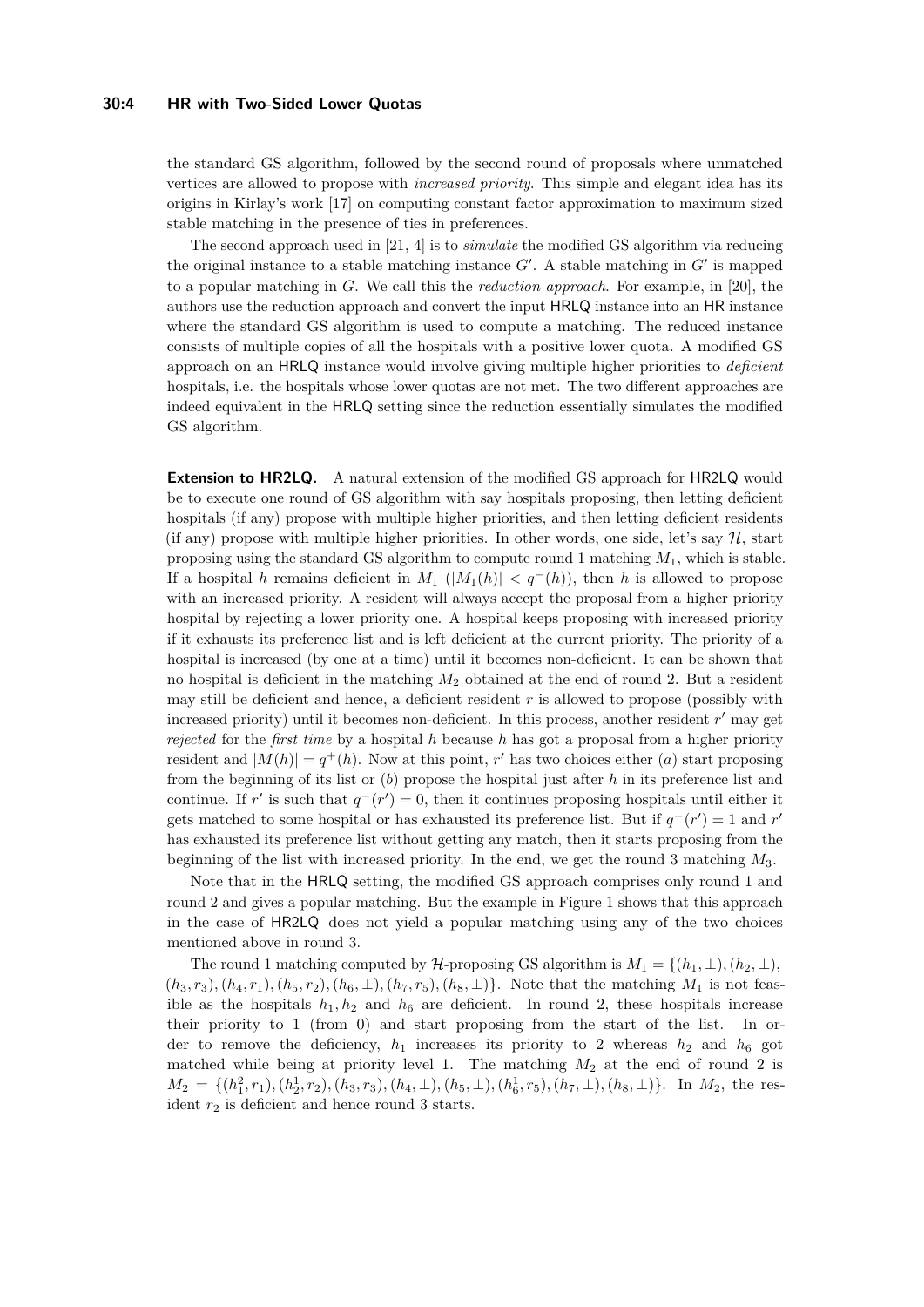the standard GS algorithm, followed by the second round of proposals where unmatched vertices are allowed to propose with *increased priority*. This simple and elegant idea has its origins in Kirlay's work [17] on computing constant factor approximation to maximum sized stable matching in the presence of ties in preferences.

The second approach used in [21, 4] is to *simulate* the modified GS algorithm via reducing the original instance to a stable matching instance $G'$. A stable matching in $G'$ is mapped to a popular matching in $G$. We call this the *reduction approach*. For example, in [20], the authors use the reduction approach and convert the input HRLQ instance into an HR instance where the standard GS algorithm is used to compute a matching. The reduced instance consists of multiple copies of all the hospitals with a positive lower quota. A modified GS approach on an HRLQ instance would involve giving multiple higher priorities to *deficient* hospitals, i.e. the hospitals whose lower quotas are not met. The two different approaches are indeed equivalent in the HRLQ setting since the reduction essentially simulates the modified GS algorithm.

**Extension to HR2LQ.** A natural extension of the modified GS approach for HR2LQ would be to execute one round of GS algorithm with say hospitals proposing, then letting deficient hospitals (if any) propose with multiple higher priorities, and then letting deficient residents (if any) propose with multiple higher priorities. In other words, one side, let's say $\mathcal{H}$, start proposing using the standard GS algorithm to compute round 1 matching $M_1$, which is stable. If a hospital $h$ remains deficient in $M_1$ ($|M_1(h)| < q^-(h)$), then $h$ is allowed to propose with an increased priority. A resident will always accept the proposal from a higher priority hospital by rejecting a lower priority one. A hospital keeps proposing with increased priority if it exhausts its preference list and is left deficient at the current priority. The priority of a hospital is increased (by one at a time) until it becomes non-deficient. It can be shown that no hospital is deficient in the matching $M_2$ obtained at the end of round 2. But a resident may still be deficient and hence, a deficient resident $r$ is allowed to propose (possibly with increased priority) until it becomes non-deficient. In this process, another resident $r'$ may get *rejected* for the *first time* by a hospital $h$ because $h$ has got a proposal from a higher priority resident and $|M(h)| = q^+(h)$. Now at this point, $r'$ has two choices either $(a)$ start proposing from the beginning of its list or $(b)$ propose the hospital just after $h$ in its preference list and continue. If $r'$ is such that $q^-(r') = 0$, then it continues proposing hospitals until either it gets matched to some hospital or has exhausted its preference list. But if $q^-(r') = 1$ and $r'$ has exhausted its preference list without getting any match, then it starts proposing from the beginning of the list with increased priority. In the end, we get the round 3 matching $M_3$.

Note that in the HRLQ setting, the modified GS approach comprises only round 1 and round 2 and gives a popular matching. But the example in Figure 1 shows that this approach in the case of HR2LQ does not yield a popular matching using any of the two choices mentioned above in round 3.

The round 1 matching computed by $\mathcal{H}$-proposing GS algorithm is $M_1 = \{(h_1, \bot), (h_2, \bot), (h_3, r_3), (h_4, r_1), (h_5, r_2), (h_6, \bot), (h_7, r_5), (h_8, \bot)\}$. Note that the matching $M_1$ is not feasible as the hospitals $h_1, h_2$ and $h_6$ are deficient. In round 2, these hospitals increase their priority to 1 (from 0) and start proposing from the start of the list. In order to remove the deficiency, $h_1$ increases its priority to 2 whereas $h_2$ and $h_6$ got matched while being at priority level 1. The matching $M_2$ at the end of round 2 is $M_2 = \{(h_1^2, r_1), (h_2^1, r_2), (h_3, r_3), (h_4, \bot), (h_5, \bot), (h_6^1, r_5), (h_7, \bot), (h_8, \bot)\}$. In $M_2$, the resident $r_2$ is deficient and hence round 3 starts.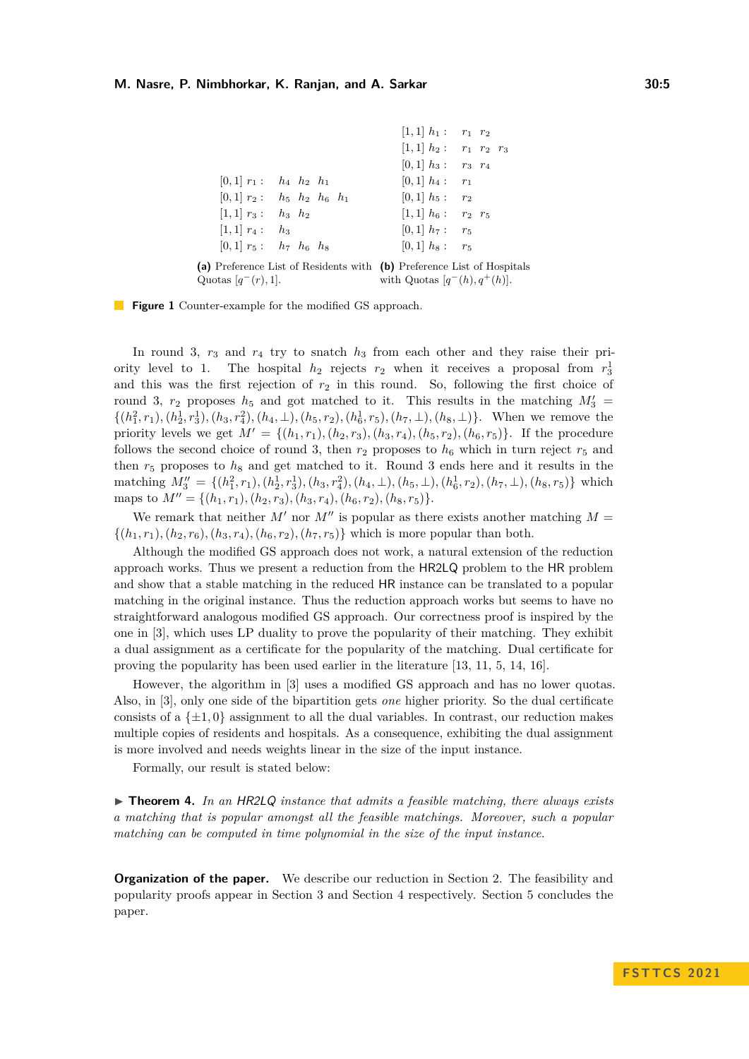(a) Preference List of Residents with Quotas $[q^-(r), 1]$.

$[0,1]$ $r_1$ : $h_4$ $h_2$ $h_1$
$[0,1]$ $r_2$ : $h_5$ $h_2$ $h_6$ $h_1$
$[1,1]$ $r_3$ : $h_3$ $h_2$
$[1,1]$ $r_4$ : $h_3$
$[0,1]$ $r_5$ : $h_7$ $h_6$ $h_8$

(b) Preference List of Hospitals with Quotas $[q^-(h), q^+(h)]$.

$[1,1]$ $h_1$ : $r_1$ $r_2$
$[1,1]$ $h_2$ : $r_1$ $r_2$ $r_3$
$[0,1]$ $h_3$ : $r_3$ $r_4$
$[0,1]$ $h_4$ : $r_1$
$[0,1]$ $h_5$ : $r_2$
$[1,1]$ $h_6$ : $r_2$ $r_5$
$[0,1]$ $h_7$ : $r_5$
$[0,1]$ $h_8$ : $r_5$

**Figure 1** Counter-example for the modified GS approach.

In round 3, $r_3$ and $r_4$ try to snatch $h_3$ from each other and they raise their priority level to 1. The hospital $h_2$ rejects $r_2$ when it receives a proposal from $r_3^1$ and this was the first rejection of $r_2$ in this round. So, following the first choice of round 3, $r_2$ proposes $h_5$ and got matched to it. This results in the matching $M_3' = \{(h_1^2, r_1), (h_2^1, r_3^1), (h_3, r_4^2), (h_4, \bot), (h_5, r_2), (h_6^1, r_5), (h_7, \bot), (h_8, \bot)\}$. When we remove the priority levels we get $M' = \{(h_1, r_1), (h_2, r_3), (h_3, r_4), (h_5, r_2), (h_6, r_5)\}$. If the procedure follows the second choice of round 3, then $r_2$ proposes to $h_6$ which in turn reject $r_5$ and then $r_5$ proposes to $h_8$ and get matched to it. Round 3 ends here and it results in the matching $M_3'' = \{(h_1^2, r_1), (h_2^1, r_3^1), (h_3, r_4^2), (h_4, \bot), (h_5, \bot), (h_6^1, r_2), (h_7, \bot), (h_8, r_5)\}$ which maps to $M'' = \{(h_1, r_1), (h_2, r_3), (h_3, r_4), (h_6, r_2), (h_8, r_5)\}$.

We remark that neither $M'$ nor $M''$ is popular as there exists another matching $M = \{(h_1, r_1), (h_2, r_6), (h_3, r_4), (h_6, r_2), (h_7, r_5)\}$ which is more popular than both.

Although the modified GS approach does not work, a natural extension of the reduction approach works. Thus we present a reduction from the HR2LQ problem to the HR problem and show that a stable matching in the reduced HR instance can be translated to a popular matching in the original instance. Thus the reduction approach works but seems to have no straightforward analogous modified GS approach. Our correctness proof is inspired by the one in [3], which uses LP duality to prove the popularity of their matching. They exhibit a dual assignment as a certificate for the popularity of the matching. Dual certificate for proving the popularity has been used earlier in the literature [13, 11, 5, 14, 16].

However, the algorithm in [3] uses a modified GS approach and has no lower quotas. Also, in [3], only one side of the bipartition gets *one* higher priority. So the dual certificate consists of a $\{\pm 1, 0\}$ assignment to all the dual variables. In contrast, our reduction makes multiple copies of residents and hospitals. As a consequence, exhibiting the dual assignment is more involved and needs weights linear in the size of the input instance.

Formally, our result is stated below:

▶ **Theorem 4.** *In an HR2LQ instance that admits a feasible matching, there always exists a matching that is popular amongst all the feasible matchings. Moreover, such a popular matching can be computed in time polynomial in the size of the input instance.*

**Organization of the paper.** We describe our reduction in Section 2. The feasibility and popularity proofs appear in Section 3 and Section 4 respectively. Section 5 concludes the paper.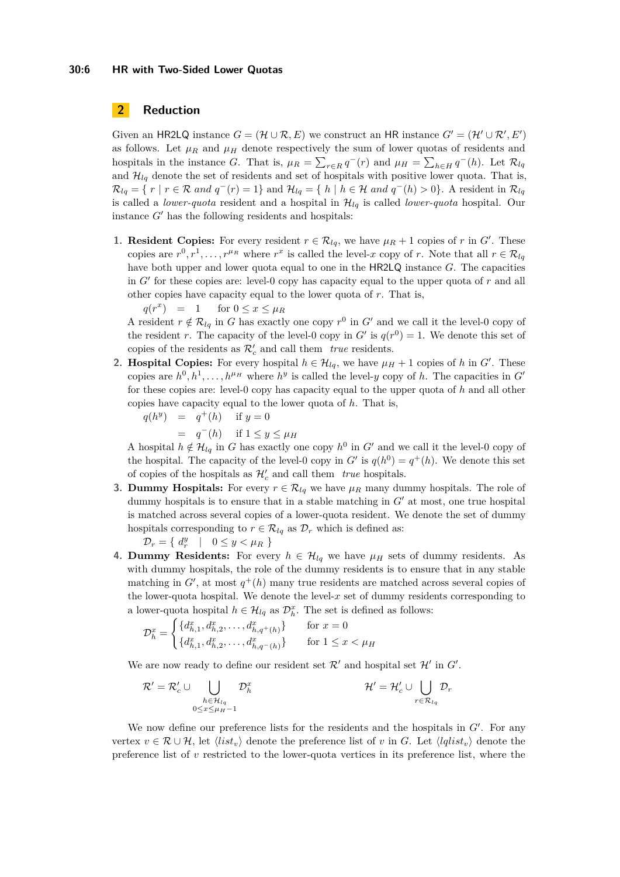## 2 Reduction

Given an HR2LQ instance $G = (\mathcal{H} \cup \mathcal{R}, E)$ we construct an HR instance $G' = (\mathcal{H}' \cup \mathcal{R}', E')$ as follows. Let $\mu_R$ and $\mu_H$ denote respectively the sum of lower quotas of residents and hospitals in the instance $G$. That is, $\mu_R = \sum_{r \in R} q^-(r)$ and $\mu_H = \sum_{h \in H} q^-(h)$. Let $\mathcal{R}_{lq}$ and $\mathcal{H}_{lq}$ denote the set of residents and set of hospitals with positive lower quota. That is, $\mathcal{R}_{lq} = \{ r \mid r \in \mathcal{R} \text{ and } q^-(r) = 1\}$ and $\mathcal{H}_{lq} = \{ h \mid h \in \mathcal{H} \text{ and } q^-(h) > 0\}$. A resident in $\mathcal{R}_{lq}$ is called a *lower-quota* resident and a hospital in $\mathcal{H}_{lq}$ is called *lower-quota* hospital. Our instance $G'$ has the following residents and hospitals:

1. **Resident Copies:** For every resident $r \in \mathcal{R}_{lq}$, we have $\mu_R + 1$ copies of $r$ in $G'$. These copies are $r^0, r^1, \ldots, r^{\mu_R}$ where $r^x$ is called the level-$x$ copy of $r$. Note that all $r \in \mathcal{R}_{lq}$ have both upper and lower quota equal to one in the HR2LQ instance $G$. The capacities in $G'$ for these copies are: level-0 copy has capacity equal to the upper quota of $r$ and all other copies have capacity equal to the lower quota of $r$. That is,
   $$q(r^x) \quad = \quad 1 \qquad \text{for } 0 \le x \le \mu_R$$
   A resident $r \notin \mathcal{R}_{lq}$ in $G$ has exactly one copy $r^0$ in $G'$ and we call it the level-0 copy of the resident $r$. The capacity of the level-0 copy in $G'$ is $q(r^0) = 1$. We denote this set of copies of the residents as $\mathcal{R}'_c$ and call them *true* residents.
2. **Hospital Copies:** For every hospital $h \in \mathcal{H}_{lq}$, we have $\mu_H + 1$ copies of $h$ in $G'$. These copies are $h^0, h^1, \ldots, h^{\mu_H}$ where $h^y$ is called the level-$y$ copy of $h$. The capacities in $G'$ for these copies are: level-0 copy has capacity equal to the upper quota of $h$ and all other copies have capacity equal to the lower quota of $h$. That is,
   $$\begin{aligned} q(h^y) \quad &= \quad q^+(h) \qquad \text{if } y = 0 \\ &= \quad q^-(h) \qquad \text{if } 1 \le y \le \mu_H \end{aligned}$$
   A hospital $h \notin \mathcal{H}_{lq}$ in $G$ has exactly one copy $h^0$ in $G'$ and we call it the level-0 copy of the hospital. The capacity of the level-0 copy in $G'$ is $q(h^0) = q^+(h)$. We denote this set of copies of the hospitals as $\mathcal{H}'_c$ and call them *true* hospitals.
3. **Dummy Hospitals:** For every $r \in \mathcal{R}_{lq}$ we have $\mu_R$ many dummy hospitals. The role of dummy hospitals is to ensure that in a stable matching in $G'$ at most, one true hospital is matched across several copies of a lower-quota resident. We denote the set of dummy hospitals corresponding to $r \in \mathcal{R}_{lq}$ as $\mathcal{D}_r$ which is defined as:
   $$\mathcal{D}_r = \{ \; d_r^y \quad | \quad 0 \le y < \mu_R \; \}$$
4. **Dummy Residents:** For every $h \in \mathcal{H}_{lq}$ we have $\mu_H$ sets of dummy residents. As with dummy hospitals, the role of the dummy residents is to ensure that in any stable matching in $G'$, at most $q^+(h)$ many true residents are matched across several copies of the lower-quota hospital. We denote the level-$x$ set of dummy residents corresponding to a lower-quota hospital $h \in \mathcal{H}_{lq}$ as $\mathcal{D}_h^x$. The set is defined as follows:
   $$\mathcal{D}_h^x = \begin{cases} \{d_{h,1}^x, d_{h,2}^x, \ldots, d_{h,q^+(h)}^x\} & \text{for } x = 0 \\ \{d_{h,1}^x, d_{h,2}^x, \ldots, d_{h,q^-(h)}^x\} & \text{for } 1 \le x < \mu_H \end{cases}$$

   We are now ready to define our resident set $\mathcal{R}'$ and hospital set $\mathcal{H}'$ in $G'$.
   $$\mathcal{R}' = \mathcal{R}'_c \cup \bigcup_{\substack{h \in \mathcal{H}_{lq} \\ 0 \le x \le \mu_H - 1}} \mathcal{D}_h^x \qquad\qquad \mathcal{H}' = \mathcal{H}'_c \cup \bigcup_{r \in \mathcal{R}_{lq}} \mathcal{D}_r$$

We now define our preference lists for the residents and the hospitals in $G'$. For any vertex $v \in \mathcal{R} \cup \mathcal{H}$, let $\langle list_v \rangle$ denote the preference list of $v$ in $G$. Let $\langle lqlist_v \rangle$ denote the preference list of $v$ restricted to the lower-quota vertices in its preference list, where the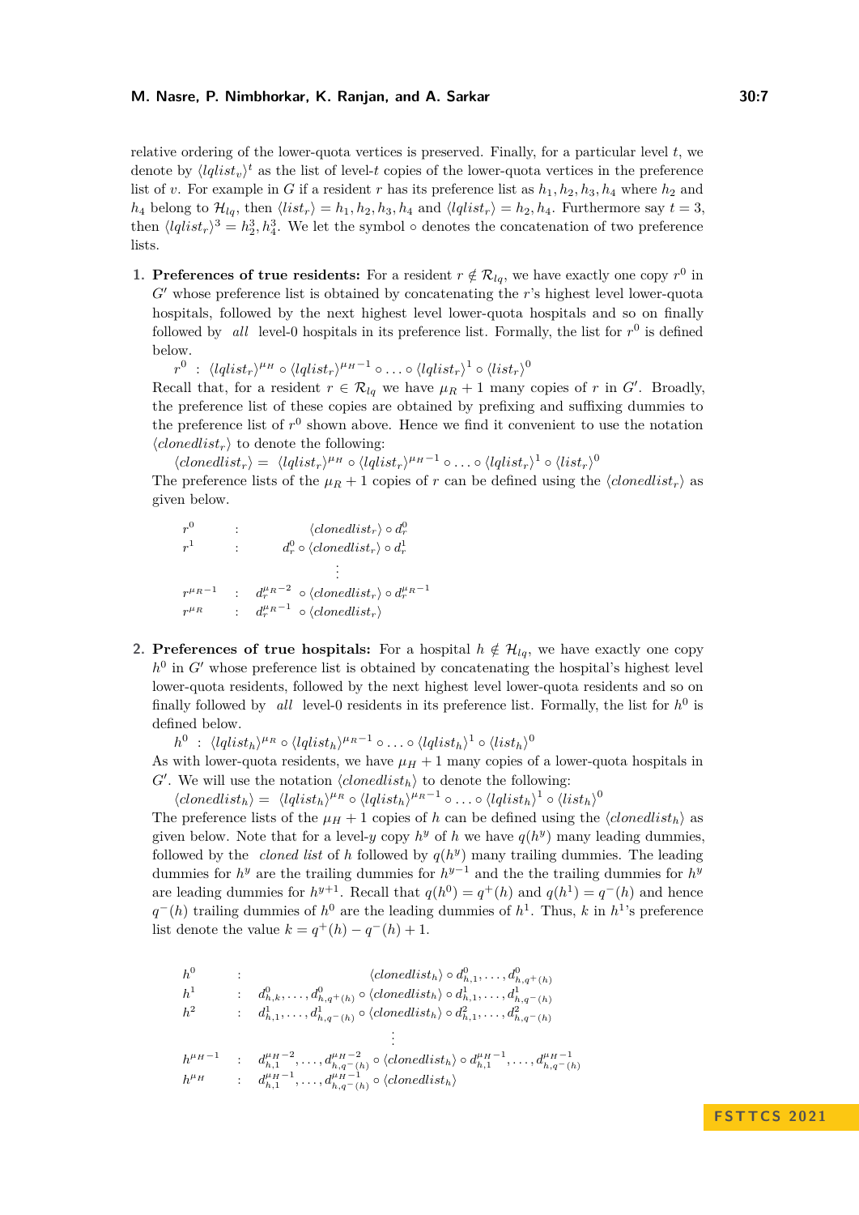relative ordering of the lower-quota vertices is preserved. Finally, for a particular level $t$, we denote by $\langle lqlist_v \rangle^t$ as the list of level-$t$ copies of the lower-quota vertices in the preference list of $v$. For example in $G$ if a resident $r$ has its preference list as $h_1, h_2, h_3, h_4$ where $h_2$ and $h_4$ belong to $\mathcal{H}_{lq}$, then $\langle list_r \rangle = h_1, h_2, h_3, h_4$ and $\langle lqlist_r \rangle = h_2, h_4$. Furthermore say $t = 3$, then $\langle lqlist_r \rangle^3 = h_2^3, h_4^3$. We let the symbol $\circ$ denotes the concatenation of two preference lists.

1. **Preferences of true residents:** For a resident $r \notin \mathcal{R}_{lq}$, we have exactly one copy $r^0$ in $G'$ whose preference list is obtained by concatenating the $r$'s highest level lower-quota hospitals, followed by the next highest level lower-quota hospitals and so on finally followed by *all* level-0 hospitals in its preference list. Formally, the list for $r^0$ is defined below.

   $r^0 \ : \ \langle lqlist_r \rangle^{\mu_H} \circ \langle lqlist_r \rangle^{\mu_H - 1} \circ \ldots \circ \langle lqlist_r \rangle^{1} \circ \langle list_r \rangle^{0}$

   Recall that, for a resident $r \in \mathcal{R}_{lq}$ we have $\mu_R + 1$ many copies of $r$ in $G'$. Broadly, the preference list of these copies are obtained by prefixing and suffixing dummies to the preference list of $r^0$ shown above. Hence we find it convenient to use the notation $\langle clonedlist_r \rangle$ to denote the following:

   $\langle clonedlist_r \rangle = \ \langle lqlist_r \rangle^{\mu_H} \circ \langle lqlist_r \rangle^{\mu_H - 1} \circ \ldots \circ \langle lqlist_r \rangle^{1} \circ \langle list_r \rangle^{0}$

   The preference lists of the $\mu_R + 1$ copies of $r$ can be defined using the $\langle clonedlist_r \rangle$ as given below.

$$
\begin{array}{lll}
r^0 & : & \langle clonedlist_r \rangle \circ d_r^0 \\
r^1 & : & d_r^0 \circ \langle clonedlist_r \rangle \circ d_r^1 \\
 & & \vdots \\
r^{\mu_R - 1} & : & d_r^{\mu_R - 2} \circ \langle clonedlist_r \rangle \circ d_r^{\mu_R - 1} \\
r^{\mu_R} & : & d_r^{\mu_R - 1} \circ \langle clonedlist_r \rangle
\end{array}
$$

2. **Preferences of true hospitals:** For a hospital $h \notin \mathcal{H}_{lq}$, we have exactly one copy $h^0$ in $G'$ whose preference list is obtained by concatenating the hospital's highest level lower-quota residents, followed by the next highest level lower-quota residents and so on finally followed by *all* level-0 residents in its preference list. Formally, the list for $h^0$ is defined below.

   $h^0 \ : \ \langle lqlist_h \rangle^{\mu_R} \circ \langle lqlist_h \rangle^{\mu_R - 1} \circ \ldots \circ \langle lqlist_h \rangle^{1} \circ \langle list_h \rangle^{0}$

   As with lower-quota residents, we have $\mu_H + 1$ many copies of a lower-quota hospitals in $G'$. We will use the notation $\langle clonedlist_h \rangle$ to denote the following:

   $\langle clonedlist_h \rangle = \ \langle lqlist_h \rangle^{\mu_R} \circ \langle lqlist_h \rangle^{\mu_R - 1} \circ \ldots \circ \langle lqlist_h \rangle^{1} \circ \langle list_h \rangle^{0}$

   The preference lists of the $\mu_H + 1$ copies of $h$ can be defined using the $\langle clonedlist_h \rangle$ as given below. Note that for a level-$y$ copy $h^y$ of $h$ we have $q(h^y)$ many leading dummies, followed by the *cloned list* of $h$ followed by $q(h^y)$ many trailing dummies. The leading dummies for $h^y$ are the trailing dummies for $h^{y-1}$ and the the trailing dummies for $h^y$ are leading dummies for $h^{y+1}$. Recall that $q(h^0) = q^+(h)$ and $q(h^1) = q^-(h)$ and hence $q^-(h)$ trailing dummies of $h^0$ are the leading dummies of $h^1$. Thus, $k$ in $h^1$'s preference list denote the value $k = q^+(h) - q^-(h) + 1$.

$$
\begin{array}{lll}
h^0 & : & \langle clonedlist_h \rangle \circ d_{h,1}^0, \ldots, d_{h,q^+(h)}^0 \\
h^1 & : & d_{h,k}^0, \ldots, d_{h,q^+(h)}^0 \circ \langle clonedlist_h \rangle \circ d_{h,1}^1, \ldots, d_{h,q^-(h)}^1 \\
h^2 & : & d_{h,1}^1, \ldots, d_{h,q^-(h)}^1 \circ \langle clonedlist_h \rangle \circ d_{h,1}^2, \ldots, d_{h,q^-(h)}^2 \\
 & & \vdots \\
h^{\mu_H - 1} & : & d_{h,1}^{\mu_H - 2}, \ldots, d_{h,q^-(h)}^{\mu_H - 2} \circ \langle clonedlist_h \rangle \circ d_{h,1}^{\mu_H - 1}, \ldots, d_{h,q^-(h)}^{\mu_H - 1} \\
h^{\mu_H} & : & d_{h,1}^{\mu_H - 1}, \ldots, d_{h,q^-(h)}^{\mu_H - 1} \circ \langle clonedlist_h \rangle
\end{array}
$$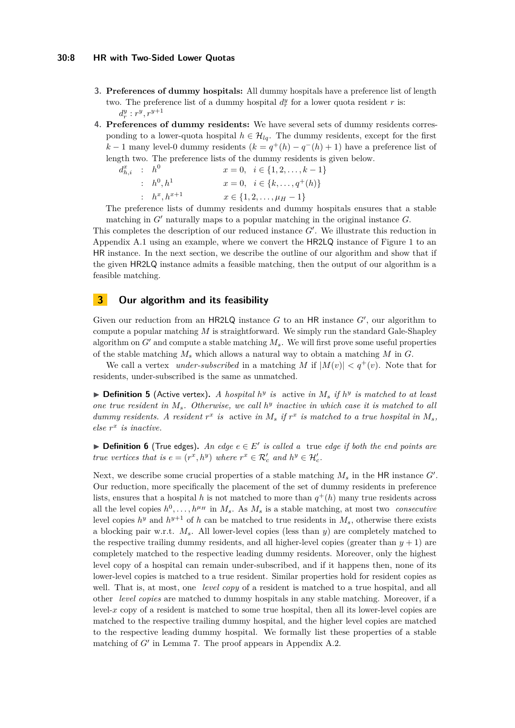3. **Preferences of dummy hospitals:** All dummy hospitals have a preference list of length two. The preference list of a dummy hospital $d_r^y$ for a lower quota resident $r$ is: $d_r^y : r^y, r^{y+1}$

4. **Preferences of dummy residents:** We have several sets of dummy residents corresponding to a lower-quota hospital $h \in \mathcal{H}_{lq}$. The dummy residents, except for the first $k-1$ many level-0 dummy residents ($k = q^+(h) - q^-(h) + 1$) have a preference list of length two. The preference lists of the dummy residents is given below.

$$
\begin{aligned}
d_{h,i}^x \quad &: \quad h^0 && x = 0, \quad i \in \{1, 2, \ldots, k-1\} \\
&: \quad h^0, h^1 && x = 0, \quad i \in \{k, \ldots, q^+(h)\} \\
&: \quad h^x, h^{x+1} && x \in \{1, 2, \ldots, \mu_H - 1\}
\end{aligned}
$$

The preference lists of dummy residents and dummy hospitals ensures that a stable matching in $G'$ naturally maps to a popular matching in the original instance $G$.

This completes the description of our reduced instance $G'$. We illustrate this reduction in Appendix A.1 using an example, where we convert the HR2LQ instance of Figure 1 to an HR instance. In the next section, we describe the outline of our algorithm and show that if the given HR2LQ instance admits a feasible matching, then the output of our algorithm is a feasible matching.

## 3 Our algorithm and its feasibility

Given our reduction from an HR2LQ instance $G$ to an HR instance $G'$, our algorithm to compute a popular matching $M$ is straightforward. We simply run the standard Gale-Shapley algorithm on $G'$ and compute a stable matching $M_s$. We will first prove some useful properties of the stable matching $M_s$ which allows a natural way to obtain a matching $M$ in $G$.

We call a vertex *under-subscribed* in a matching $M$ if $|M(v)| < q^+(v)$. Note that for residents, under-subscribed is the same as unmatched.

▶ **Definition 5** (Active vertex). *A hospital $h^y$ is active in $M_s$ if $h^y$ is matched to at least one true resident in $M_s$. Otherwise, we call $h^y$ inactive in which case it is matched to all dummy residents. A resident $r^x$ is active in $M_s$ if $r^x$ is matched to a true hospital in $M_s$, else $r^x$ is inactive.*

▶ **Definition 6** (True edges). *An edge $e \in E'$ is called a true edge if both the end points are true vertices that is $e = (r^x, h^y)$ where $r^x \in \mathcal{R}'_c$ and $h^y \in \mathcal{H}'_c$.*

Next, we describe some crucial properties of a stable matching $M_s$ in the HR instance $G'$. Our reduction, more specifically the placement of the set of dummy residents in preference lists, ensures that a hospital $h$ is not matched to more than $q^+(h)$ many true residents across all the level copies $h^0, \ldots, h^{\mu_H}$ in $M_s$. As $M_s$ is a stable matching, at most two *consecutive* level copies $h^y$ and $h^{y+1}$ of $h$ can be matched to true residents in $M_s$, otherwise there exists a blocking pair w.r.t. $M_s$. All lower-level copies (less than $y$) are completely matched to the respective trailing dummy residents, and all higher-level copies (greater than $y+1$) are completely matched to the respective leading dummy residents. Moreover, only the highest level copy of a hospital can remain under-subscribed, and if it happens then, none of its lower-level copies is matched to a true resident. Similar properties hold for resident copies as well. That is, at most, one *level copy* of a resident is matched to a true hospital, and all other *level copies* are matched to dummy hospitals in any stable matching. Moreover, if a level-$x$ copy of a resident is matched to some true hospital, then all its lower-level copies are matched to the respective trailing dummy hospital, and the higher level copies are matched to the respective leading dummy hospital. We formally list these properties of a stable matching of $G'$ in Lemma 7. The proof appears in Appendix A.2.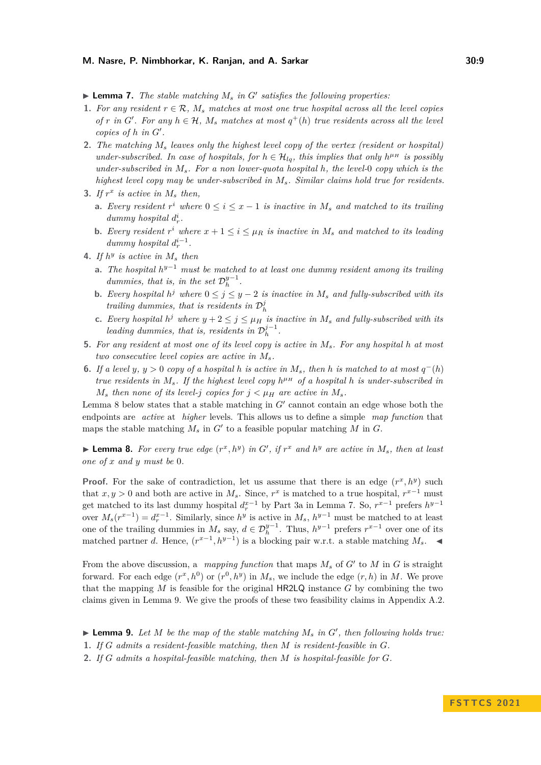▶ **Lemma 7.** *The stable matching $M_s$ in $G'$ satisfies the following properties:*

1. *For any resident $r \in \mathcal{R}$, $M_s$ matches at most one true hospital across all the level copies of $r$ in $G'$. For any $h \in \mathcal{H}$, $M_s$ matches at most $q^+(h)$ true residents across all the level copies of $h$ in $G'$.*
2. *The matching $M_s$ leaves only the highest level copy of the vertex (resident or hospital) under-subscribed. In case of hospitals, for $h \in \mathcal{H}_{lq}$, this implies that only $h^{\mu_H}$ is possibly under-subscribed in $M_s$. For a non lower-quota hospital $h$, the level-0 copy which is the highest level copy may be under-subscribed in $M_s$. Similar claims hold true for residents.*
3. *If $r^x$ is active in $M_s$ then,*
   a. *Every resident $r^i$ where $0 \leq i \leq x-1$ is inactive in $M_s$ and matched to its trailing dummy hospital $d_r^i$.*
   b. *Every resident $r^i$ where $x+1 \leq i \leq \mu_R$ is inactive in $M_s$ and matched to its leading dummy hospital $d_r^{i-1}$.*
4. *If $h^y$ is active in $M_s$ then*
   a. *The hospital $h^{y-1}$ must be matched to at least one dummy resident among its trailing dummies, that is, in the set $\mathcal{D}_h^{y-1}$.*
   b. *Every hospital $h^j$ where $0 \leq j \leq y-2$ is inactive in $M_s$ and fully-subscribed with its trailing dummies, that is residents in $\mathcal{D}_h^j$*
   c. *Every hospital $h^j$ where $y+2 \leq j \leq \mu_H$ is inactive in $M_s$ and fully-subscribed with its leading dummies, that is, residents in $\mathcal{D}_h^{j-1}$.*
5. *For any resident at most one of its level copy is active in $M_s$. For any hospital $h$ at most two consecutive level copies are active in $M_s$.*
6. *If a level $y$, $y > 0$ copy of a hospital $h$ is active in $M_s$, then $h$ is matched to at most $q^-(h)$ true residents in $M_s$. If the highest level copy $h^{\mu_H}$ of a hospital $h$ is under-subscribed in $M_s$ then none of its level-$j$ copies for $j < \mu_H$ are active in $M_s$.*

Lemma 8 below states that a stable matching in $G'$ cannot contain an edge whose both the endpoints are *active* at *higher* levels. This allows us to define a simple *map function* that maps the stable matching $M_s$ in $G'$ to a feasible popular matching $M$ in $G$.

▶ **Lemma 8.** *For every true edge $(r^x, h^y)$ in $G'$, if $r^x$ and $h^y$ are active in $M_s$, then at least one of $x$ and $y$ must be 0.*

**Proof.** For the sake of contradiction, let us assume that there is an edge $(r^x, h^y)$ such that $x, y > 0$ and both are active in $M_s$. Since, $r^x$ is matched to a true hospital, $r^{x-1}$ must get matched to its last dummy hospital $d_r^{x-1}$ by Part 3a in Lemma 7. So, $r^{x-1}$ prefers $h^{y-1}$ over $M_s(r^{x-1}) = d_r^{x-1}$. Similarly, since $h^y$ is active in $M_s$, $h^{y-1}$ must be matched to at least one of the trailing dummies in $M_s$ say, $d \in \mathcal{D}_h^{y-1}$. Thus, $h^{y-1}$ prefers $r^{x-1}$ over one of its matched partner $d$. Hence, $(r^{x-1}, h^{y-1})$ is a blocking pair w.r.t. a stable matching $M_s$. ◀

From the above discussion, a *mapping function* that maps $M_s$ of $G'$ to $M$ in $G$ is straight forward. For each edge $(r^x, h^0)$ or $(r^0, h^y)$ in $M_s$, we include the edge $(r, h)$ in $M$. We prove that the mapping $M$ is feasible for the original HR2LQ instance $G$ by combining the two claims given in Lemma 9. We give the proofs of these two feasibility claims in Appendix A.2.

▶ **Lemma 9.** *Let $M$ be the map of the stable matching $M_s$ in $G'$, then following holds true:*

1. *If $G$ admits a resident-feasible matching, then $M$ is resident-feasible in $G$.*
2. *If $G$ admits a hospital-feasible matching, then $M$ is hospital-feasible for $G$.*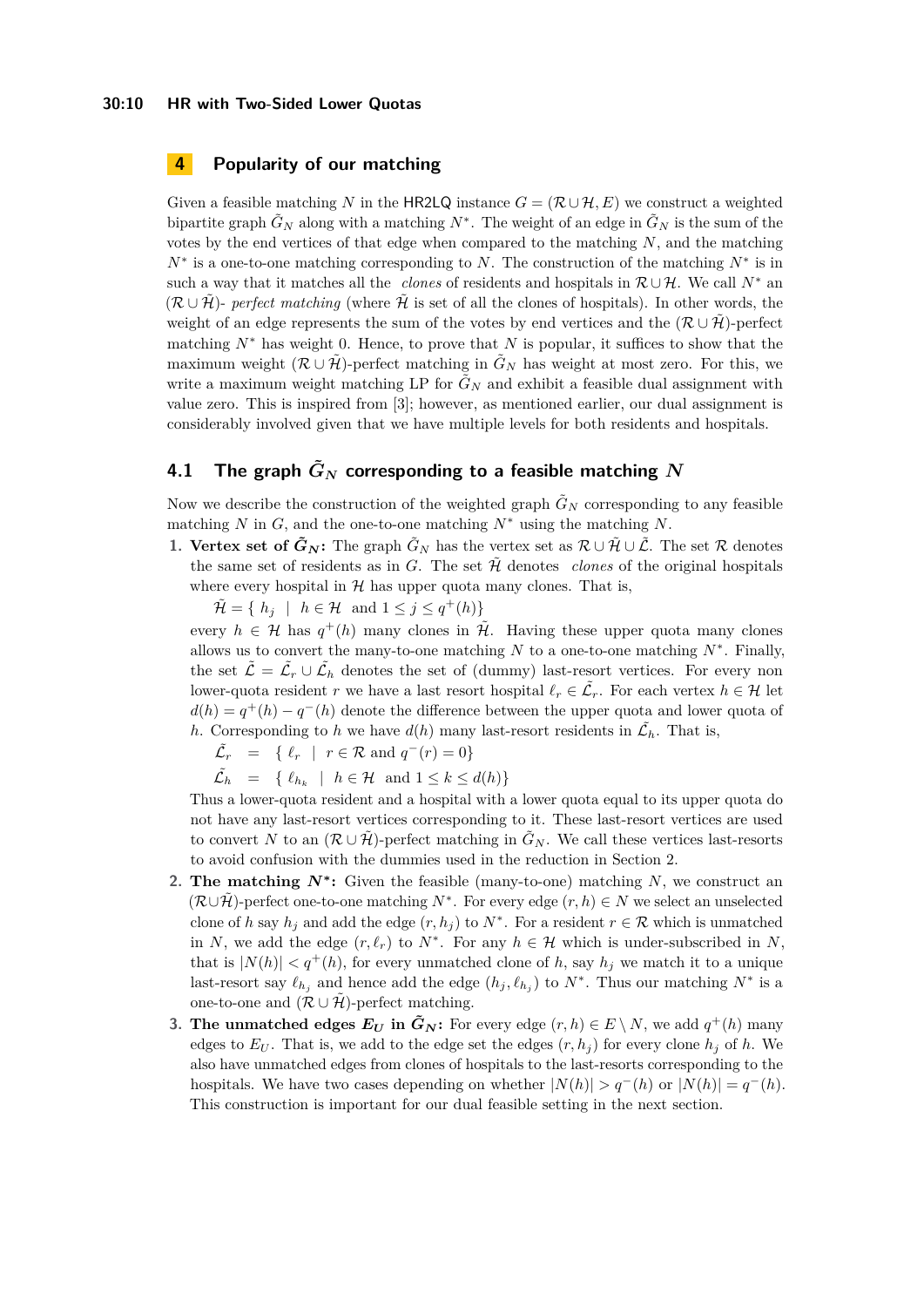# 4 Popularity of our matching

Given a feasible matching $N$ in the HR2LQ instance $G = (\mathcal{R} \cup \mathcal{H}, E)$ we construct a weighted bipartite graph $\tilde{G}_N$ along with a matching $N^*$. The weight of an edge in $\tilde{G}_N$ is the sum of the votes by the end vertices of that edge when compared to the matching $N$, and the matching $N^*$ is a one-to-one matching corresponding to $N$. The construction of the matching $N^*$ is in such a way that it matches all the *clones* of residents and hospitals in $\mathcal{R} \cup \mathcal{H}$. We call $N^*$ an $(\mathcal{R} \cup \tilde{\mathcal{H}})$- *perfect matching* (where $\tilde{\mathcal{H}}$ is set of all the clones of hospitals). In other words, the weight of an edge represents the sum of the votes by end vertices and the $(\mathcal{R} \cup \tilde{\mathcal{H}})$-perfect matching $N^*$ has weight 0. Hence, to prove that $N$ is popular, it suffices to show that the maximum weight $(\mathcal{R} \cup \tilde{\mathcal{H}})$-perfect matching in $\tilde{G}_N$ has weight at most zero. For this, we write a maximum weight matching LP for $\tilde{G}_N$ and exhibit a feasible dual assignment with value zero. This is inspired from [3]; however, as mentioned earlier, our dual assignment is considerably involved given that we have multiple levels for both residents and hospitals.

## 4.1 The graph $\tilde{G}_N$ corresponding to a feasible matching $N$

Now we describe the construction of the weighted graph $\tilde{G}_N$ corresponding to any feasible matching $N$ in $G$, and the one-to-one matching $N^*$ using the matching $N$.

1. **Vertex set of $\tilde{G}_N$:** The graph $\tilde{G}_N$ has the vertex set as $\mathcal{R} \cup \tilde{\mathcal{H}} \cup \tilde{\mathcal{L}}$. The set $\mathcal{R}$ denotes the same set of residents as in $G$. The set $\tilde{\mathcal{H}}$ denotes *clones* of the original hospitals where every hospital in $\mathcal{H}$ has upper quota many clones. That is,

   $\tilde{\mathcal{H}} = \{\ h_j \ \mid \ h \in \mathcal{H} \text{ and } 1 \leq j \leq q^+(h)\}$

   every $h \in \mathcal{H}$ has $q^+(h)$ many clones in $\tilde{\mathcal{H}}$. Having these upper quota many clones allows us to convert the many-to-one matching $N$ to a one-to-one matching $N^*$. Finally, the set $\tilde{\mathcal{L}} = \tilde{\mathcal{L}_r} \cup \tilde{\mathcal{L}_h}$ denotes the set of (dummy) last-resort vertices. For every non lower-quota resident $r$ we have a last resort hospital $\ell_r \in \tilde{\mathcal{L}_r}$. For each vertex $h \in \mathcal{H}$ let $d(h) = q^+(h) - q^-(h)$ denote the difference between the upper quota and lower quota of $h$. Corresponding to $h$ we have $d(h)$ many last-resort residents in $\tilde{\mathcal{L}_h}$. That is,

   $$\tilde{\mathcal{L}_r} = \{\ \ell_r \ \mid \ r \in \mathcal{R} \text{ and } q^-(r) = 0\}$$
   $$\tilde{\mathcal{L}_h} = \{\ \ell_{h_k} \ \mid \ h \in \mathcal{H} \text{ and } 1 \leq k \leq d(h)\}$$

   Thus a lower-quota resident and a hospital with a lower quota equal to its upper quota do not have any last-resort vertices corresponding to it. These last-resort vertices are used to convert $N$ to an $(\mathcal{R} \cup \tilde{\mathcal{H}})$-perfect matching in $\tilde{G}_N$. We call these vertices last-resorts to avoid confusion with the dummies used in the reduction in Section 2.

2. **The matching $N^*$:** Given the feasible (many-to-one) matching $N$, we construct an $(\mathcal{R} \cup \tilde{\mathcal{H}})$-perfect one-to-one matching $N^*$. For every edge $(r, h) \in N$ we select an unselected clone of $h$ say $h_j$ and add the edge $(r, h_j)$ to $N^*$. For a resident $r \in \mathcal{R}$ which is unmatched in $N$, we add the edge $(r, \ell_r)$ to $N^*$. For any $h \in \mathcal{H}$ which is under-subscribed in $N$, that is $|N(h)| < q^+(h)$, for every unmatched clone of $h$, say $h_j$ we match it to a unique last-resort say $\ell_{h_j}$ and hence add the edge $(h_j, \ell_{h_j})$ to $N^*$. Thus our matching $N^*$ is a one-to-one and $(\mathcal{R} \cup \tilde{\mathcal{H}})$-perfect matching.

3. **The unmatched edges $E_U$ in $\tilde{G}_N$:** For every edge $(r, h) \in E \setminus N$, we add $q^+(h)$ many edges to $E_U$. That is, we add to the edge set the edges $(r, h_j)$ for every clone $h_j$ of $h$. We also have unmatched edges from clones of hospitals to the last-resorts corresponding to the hospitals. We have two cases depending on whether $|N(h)| > q^-(h)$ or $|N(h)| = q^-(h)$. This construction is important for our dual feasible setting in the next section.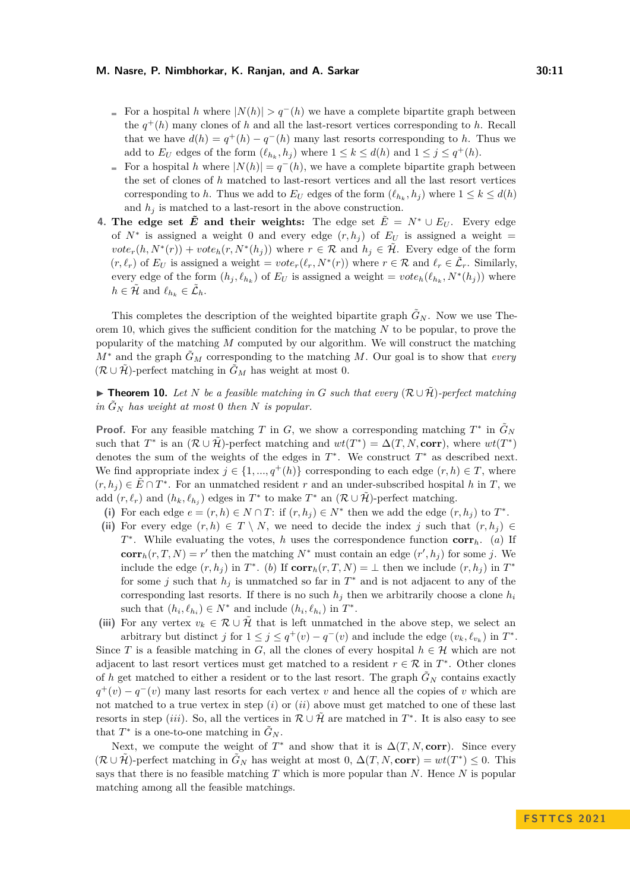- For a hospital $h$ where $|N(h)| > q^-(h)$ we have a complete bipartite graph between the $q^+(h)$ many clones of $h$ and all the last-resort vertices corresponding to $h$. Recall that we have $d(h) = q^+(h) - q^-(h)$ many last resorts corresponding to $h$. Thus we add to $E_U$ edges of the form $(\ell_{h_k}, h_j)$ where $1 \le k \le d(h)$ and $1 \le j \le q^+(h)$.
- For a hospital $h$ where $|N(h)| = q^-(h)$, we have a complete bipartite graph between the set of clones of $h$ matched to last-resort vertices and all the last resort vertices corresponding to $h$. Thus we add to $E_U$ edges of the form $(\ell_{h_k}, h_j)$ where $1 \le k \le d(h)$ and $h_j$ is matched to a last-resort in the above construction.

4. **The edge set $\tilde{E}$ and their weights:** The edge set $\tilde{E} = N^* \cup E_U$. Every edge of $N^*$ is assigned a weight 0 and every edge $(r, h_j)$ of $E_U$ is assigned a weight $= vote_r(h, N^*(r)) + vote_h(r, N^*(h_j))$ where $r \in \mathcal{R}$ and $h_j \in \tilde{\mathcal{H}}$. Every edge of the form $(r, \ell_r)$ of $E_U$ is assigned a weight $= vote_r(\ell_r, N^*(r))$ where $r \in \mathcal{R}$ and $\ell_r \in \tilde{\mathcal{L}}_r$. Similarly, every edge of the form $(h_j, \ell_{h_k})$ of $E_U$ is assigned a weight $= vote_h(\ell_{h_k}, N^*(h_j))$ where $h \in \tilde{\mathcal{H}}$ and $\ell_{h_k} \in \tilde{\mathcal{L}}_h$.

This completes the description of the weighted bipartite graph $\tilde{G}_N$. Now we use Theorem 10, which gives the sufficient condition for the matching $N$ to be popular, to prove the popularity of the matching $M$ computed by our algorithm. We will construct the matching $M^*$ and the graph $\tilde{G}_M$ corresponding to the matching $M$. Our goal is to show that *every* $(\mathcal{R} \cup \tilde{\mathcal{H}})$-perfect matching in $\tilde{G}_M$ has weight at most 0.

▶ **Theorem 10.** *Let $N$ be a feasible matching in $G$ such that every $(\mathcal{R} \cup \tilde{\mathcal{H}})$-perfect matching in $\tilde{G}_N$ has weight at most 0 then $N$ is popular.*

**Proof.** For any feasible matching $T$ in $G$, we show a corresponding matching $T^*$ in $\tilde{G}_N$ such that $T^*$ is an $(\mathcal{R} \cup \tilde{\mathcal{H}})$-perfect matching and $wt(T^*) = \Delta(T, N, \mathbf{corr})$, where $wt(T^*)$ denotes the sum of the weights of the edges in $T^*$. We construct $T^*$ as described next. We find appropriate index $j \in \{1, ..., q^+(h)\}$ corresponding to each edge $(r, h) \in T$, where $(r, h_j) \in \tilde{E} \cap T^*$. For an unmatched resident $r$ and an under-subscribed hospital $h$ in $T$, we add $(r, \ell_r)$ and $(h_k, \ell_{h_j})$ edges in $T^*$ to make $T^*$ an $(\mathcal{R} \cup \tilde{\mathcal{H}})$-perfect matching.

**(i)** For each edge $e = (r, h) \in N \cap T$: if $(r, h_j) \in N^*$ then we add the edge $(r, h_j)$ to $T^*$.

**(ii)** For every edge $(r, h) \in T \setminus N$, we need to decide the index $j$ such that $(r, h_j) \in T^*$. While evaluating the votes, $h$ uses the correspondence function $\mathbf{corr}_h$. $(a)$ If $\mathbf{corr}_h(r, T, N) = r'$ then the matching $N^*$ must contain an edge $(r', h_j)$ for some $j$. We include the edge $(r, h_j)$ in $T^*$. $(b)$ If $\mathbf{corr}_h(r, T, N) = \perp$ then we include $(r, h_j)$ in $T^*$ for some $j$ such that $h_j$ is unmatched so far in $T^*$ and is not adjacent to any of the corresponding last resorts. If there is no such $h_j$ then we arbitrarily choose a clone $h_i$ such that $(h_i, \ell_{h_i}) \in N^*$ and include $(h_i, \ell_{h_i})$ in $T^*$.

**(iii)** For any vertex $v_k \in \mathcal{R} \cup \tilde{\mathcal{H}}$ that is left unmatched in the above step, we select an arbitrary but distinct $j$ for $1 \le j \le q^+(v) - q^-(v)$ and include the edge $(v_k, \ell_{v_k})$ in $T^*$.

Since $T$ is a feasible matching in $G$, all the clones of every hospital $h \in \mathcal{H}$ which are not adjacent to last resort vertices must get matched to a resident $r \in \mathcal{R}$ in $T^*$. Other clones of $h$ get matched to either a resident or to the last resort. The graph $\tilde{G}_N$ contains exactly $q^+(v) - q^-(v)$ many last resorts for each vertex $v$ and hence all the copies of $v$ which are not matched to a true vertex in step $(i)$ or $(ii)$ above must get matched to one of these last resorts in step $(iii)$. So, all the vertices in $\mathcal{R} \cup \tilde{\mathcal{H}}$ are matched in $T^*$. It is also easy to see that $T^*$ is a one-to-one matching in $\tilde{G}_N$.

Next, we compute the weight of $T^*$ and show that it is $\Delta(T, N, \mathbf{corr})$. Since every $(\mathcal{R} \cup \tilde{\mathcal{H}})$-perfect matching in $\tilde{G}_N$ has weight at most 0, $\Delta(T, N, \mathbf{corr}) = wt(T^*) \le 0$. This says that there is no feasible matching $T$ which is more popular than $N$. Hence $N$ is popular matching among all the feasible matchings.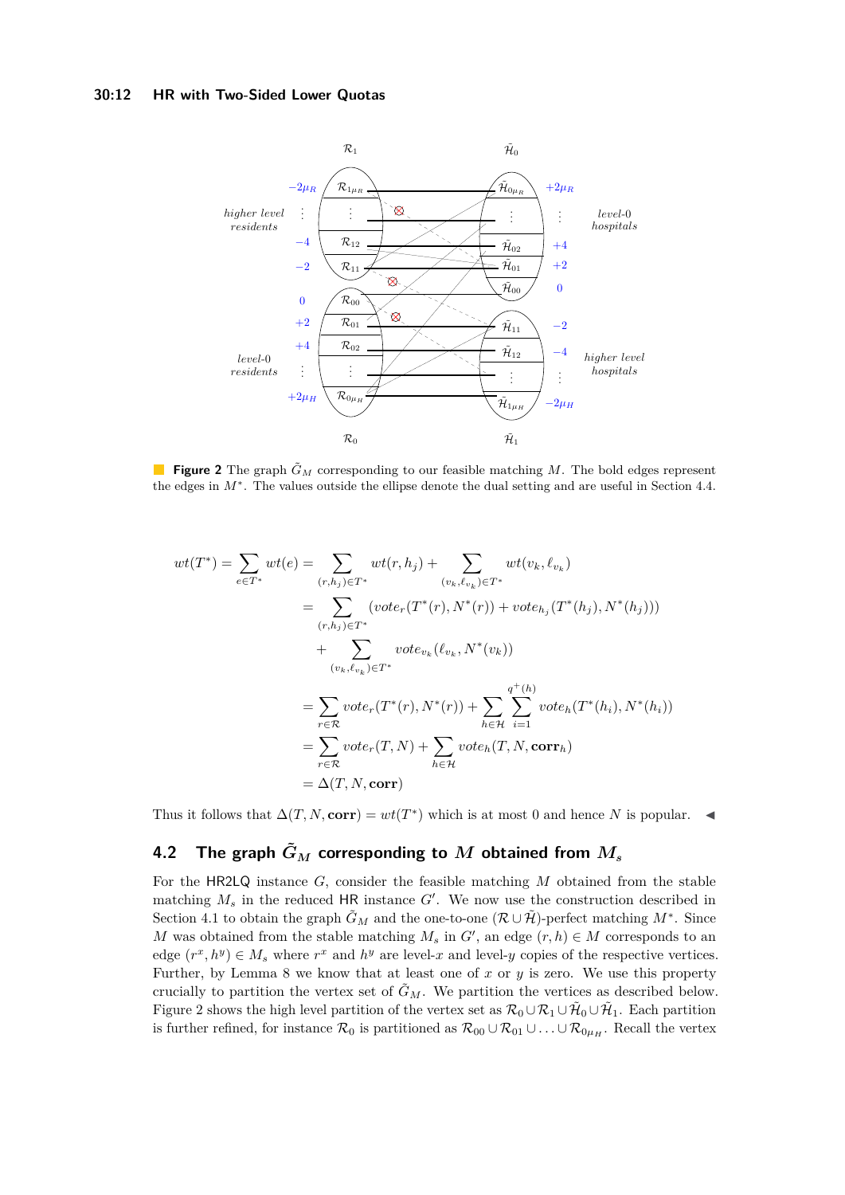**Figure 2** The graph $\tilde{G}_M$ corresponding to our feasible matching $M$. The bold edges represent the edges in $M^*$. The values outside the ellipse denote the dual setting and are useful in Section 4.4.

$$
\begin{aligned}
wt(T^*) &= \sum_{e \in T^*} wt(e) = \sum_{(r,h_j) \in T^*} wt(r,h_j) + \sum_{(v_k,\ell_{v_k}) \in T^*} wt(v_k,\ell_{v_k}) \\
&= \sum_{(r,h_j) \in T^*} (vote_r(T^*(r), N^*(r)) + vote_{h_j}(T^*(h_j), N^*(h_j))) \\
&\quad + \sum_{(v_k,\ell_{v_k}) \in T^*} vote_{v_k}(\ell_{v_k}, N^*(v_k)) \\
&= \sum_{r \in \mathcal{R}} vote_r(T^*(r), N^*(r)) + \sum_{h \in \mathcal{H}} \sum_{i=1}^{q^+(h)} vote_h(T^*(h_i), N^*(h_i)) \\
&= \sum_{r \in \mathcal{R}} vote_r(T, N) + \sum_{h \in \mathcal{H}} vote_h(T, N, \mathbf{corr}_h) \\
&= \Delta(T, N, \mathbf{corr})
\end{aligned}
$$

Thus it follows that $\Delta(T, N, \mathbf{corr}) = wt(T^*)$ which is at most 0 and hence $N$ is popular. ◀

## 4.2 The graph $\tilde{G}_M$ corresponding to $M$ obtained from $M_s$

For the HR2LQ instance $G$, consider the feasible matching $M$ obtained from the stable matching $M_s$ in the reduced HR instance $G'$. We now use the construction described in Section 4.1 to obtain the graph $\tilde{G}_M$ and the one-to-one $(\mathcal{R} \cup \tilde{\mathcal{H}})$-perfect matching $M^*$. Since $M$ was obtained from the stable matching $M_s$ in $G'$, an edge $(r,h) \in M$ corresponds to an edge $(r^x, h^y) \in M_s$ where $r^x$ and $h^y$ are level-$x$ and level-$y$ copies of the respective vertices. Further, by Lemma 8 we know that at least one of $x$ or $y$ is zero. We use this property crucially to partition the vertex set of $\tilde{G}_M$. We partition the vertices as described below. Figure 2 shows the high level partition of the vertex set as $\mathcal{R}_0 \cup \mathcal{R}_1 \cup \tilde{\mathcal{H}}_0 \cup \tilde{\mathcal{H}}_1$. Each partition is further refined, for instance $\mathcal{R}_0$ is partitioned as $\mathcal{R}_{00} \cup \mathcal{R}_{01} \cup \ldots \cup \mathcal{R}_{0\mu_H}$. Recall the vertex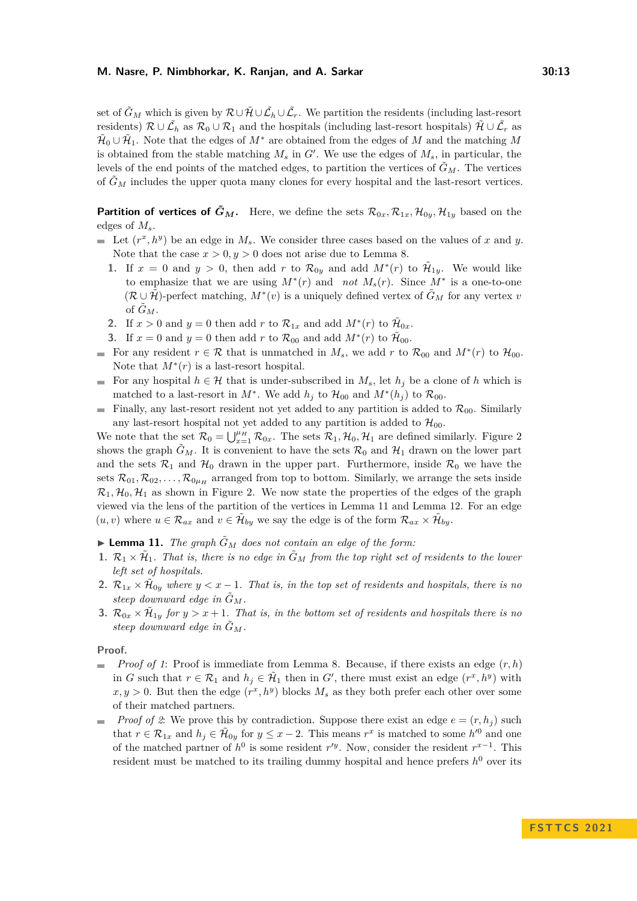set of $\tilde{G}_M$ which is given by $\mathcal{R} \cup \tilde{\mathcal{H}} \cup \tilde{\mathcal{L}}_h \cup \tilde{\mathcal{L}}_r$. We partition the residents (including last-resort residents) $\mathcal{R} \cup \tilde{\mathcal{L}}_h$ as $\mathcal{R}_0 \cup \mathcal{R}_1$ and the hospitals (including last-resort hospitals) $\tilde{\mathcal{H}} \cup \tilde{\mathcal{L}}_r$ as $\tilde{\mathcal{H}}_0 \cup \tilde{\mathcal{H}}_1$. Note that the edges of $M^*$ are obtained from the edges of $M$ and the matching $M$ is obtained from the stable matching $M_s$ in $G'$. We use the edges of $M_s$, in particular, the levels of the end points of the matched edges, to partition the vertices of $\tilde{G}_M$. The vertices of $\tilde{G}_M$ includes the upper quota many clones for every hospital and the last-resort vertices.

**Partition of vertices of $\tilde{G}_M$.** Here, we define the sets $\mathcal{R}_{0x}, \mathcal{R}_{1x}, \mathcal{H}_{0y}, \mathcal{H}_{1y}$ based on the edges of $M_s$.

- Let $(r^x, h^y)$ be an edge in $M_s$. We consider three cases based on the values of $x$ and $y$. Note that the case $x > 0, y > 0$ does not arise due to Lemma 8.
  1. If $x = 0$ and $y > 0$, then add $r$ to $\mathcal{R}_{0y}$ and add $M^*(r)$ to $\tilde{\mathcal{H}}_{1y}$. We would like to emphasize that we are using $M^*(r)$ and *not* $M_s(r)$. Since $M^*$ is a one-to-one $(\mathcal{R} \cup \tilde{\mathcal{H}})$-perfect matching, $M^*(v)$ is a uniquely defined vertex of $\tilde{G}_M$ for any vertex $v$ of $\tilde{G}_M$.
  2. If $x > 0$ and $y = 0$ then add $r$ to $\mathcal{R}_{1x}$ and add $M^*(r)$ to $\tilde{\mathcal{H}}_{0x}$.
  3. If $x = 0$ and $y = 0$ then add $r$ to $\mathcal{R}_{00}$ and add $M^*(r)$ to $\tilde{\mathcal{H}}_{00}$.
- For any resident $r \in \mathcal{R}$ that is unmatched in $M_s$, we add $r$ to $\mathcal{R}_{00}$ and $M^*(r)$ to $\mathcal{H}_{00}$. Note that $M^*(r)$ is a last-resort hospital.
- For any hospital $h \in \mathcal{H}$ that is under-subscribed in $M_s$, let $h_j$ be a clone of $h$ which is matched to a last-resort in $M^*$. We add $h_j$ to $\mathcal{H}_{00}$ and $M^*(h_j)$ to $\mathcal{R}_{00}$.
- Finally, any last-resort resident not yet added to any partition is added to $\mathcal{R}_{00}$. Similarly any last-resort hospital not yet added to any partition is added to $\mathcal{H}_{00}$.

We note that the set $\mathcal{R}_0 = \bigcup_{x=1}^{\mu_H} \mathcal{R}_{0x}$. The sets $\mathcal{R}_1, \mathcal{H}_0, \mathcal{H}_1$ are defined similarly. Figure 2 shows the graph $\tilde{G}_M$. It is convenient to have the sets $\mathcal{R}_0$ and $\mathcal{H}_1$ drawn on the lower part and the sets $\mathcal{R}_1$ and $\mathcal{H}_0$ drawn in the upper part. Furthermore, inside $\mathcal{R}_0$ we have the sets $\mathcal{R}_{01}, \mathcal{R}_{02}, \ldots, \mathcal{R}_{0\mu_H}$ arranged from top to bottom. Similarly, we arrange the sets inside $\mathcal{R}_1, \mathcal{H}_0, \mathcal{H}_1$ as shown in Figure 2. We now state the properties of the edges of the graph viewed via the lens of the partition of the vertices in Lemma 11 and Lemma 12. For an edge $(u, v)$ where $u \in \mathcal{R}_{ax}$ and $v \in \tilde{\mathcal{H}}_{by}$ we say the edge is of the form $\mathcal{R}_{ax} \times \tilde{\mathcal{H}}_{by}$.

▶ **Lemma 11.** *The graph $\tilde{G}_M$ does not contain an edge of the form:*

1. *$\mathcal{R}_1 \times \tilde{\mathcal{H}}_1$. That is, there is no edge in $\tilde{G}_M$ from the top right set of residents to the lower left set of hospitals.*
2. *$\mathcal{R}_{1x} \times \tilde{\mathcal{H}}_{0y}$ where $y < x - 1$. That is, in the top set of residents and hospitals, there is no steep downward edge in $\tilde{G}_M$.*
3. *$\mathcal{R}_{0x} \times \tilde{\mathcal{H}}_{1y}$ for $y > x + 1$. That is, in the bottom set of residents and hospitals there is no steep downward edge in $\tilde{G}_M$.*

**Proof.**

- *Proof of 1*: Proof is immediate from Lemma 8. Because, if there exists an edge $(r, h)$ in $G$ such that $r \in \mathcal{R}_1$ and $h_j \in \tilde{\mathcal{H}}_1$ then in $G'$, there must exist an edge $(r^x, h^y)$ with $x, y > 0$. But then the edge $(r^x, h^y)$ blocks $M_s$ as they both prefer each other over some of their matched partners.
- *Proof of 2*: We prove this by contradiction. Suppose there exist an edge $e = (r, h_j)$ such that $r \in \mathcal{R}_{1x}$ and $h_j \in \tilde{\mathcal{H}}_{0y}$ for $y \leq x - 2$. This means $r^x$ is matched to some $h'^0$ and one of the matched partner of $h^0$ is some resident $r'^y$. Now, consider the resident $r^{x-1}$. This resident must be matched to its trailing dummy hospital and hence prefers $h^0$ over its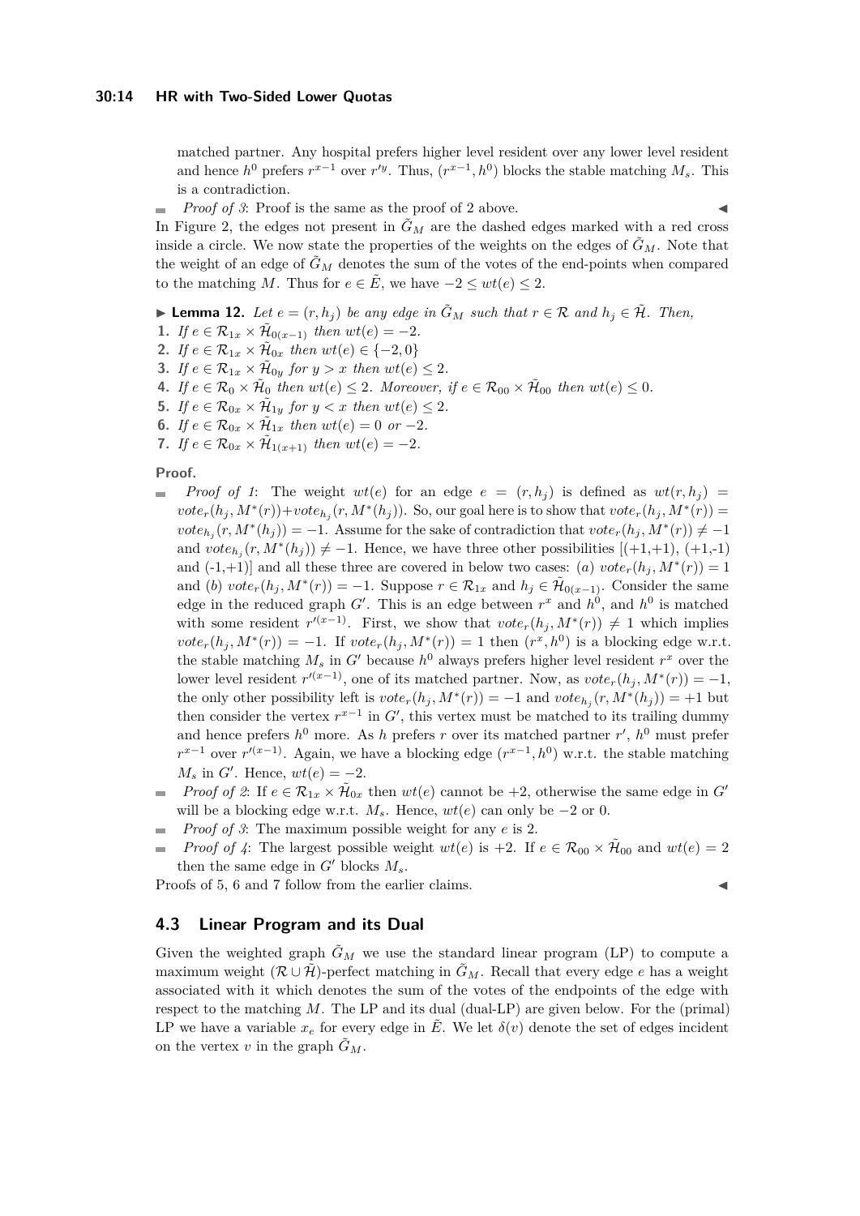matched partner. Any hospital prefers higher level resident over any lower level resident and hence $h^0$ prefers $r^{x-1}$ over $r'^y$. Thus, $(r^{x-1}, h^0)$ blocks the stable matching $M_s$. This is a contradiction.

- *Proof of 3*: Proof is the same as the proof of 2 above. ◀

In Figure 2, the edges not present in $\tilde{G}_M$ are the dashed edges marked with a red cross inside a circle. We now state the properties of the weights on the edges of $\tilde{G}_M$. Note that the weight of an edge of $\tilde{G}_M$ denotes the sum of the votes of the end-points when compared to the matching $M$. Thus for $e \in \tilde{E}$, we have $-2 \leq wt(e) \leq 2$.

▶ **Lemma 12.** *Let $e = (r, h_j)$ be any edge in $\tilde{G}_M$ such that $r \in \mathcal{R}$ and $h_j \in \tilde{\mathcal{H}}$. Then,*

1. *If $e \in \mathcal{R}_{1x} \times \tilde{\mathcal{H}}_{0(x-1)}$ then $wt(e) = -2$.*
2. *If $e \in \mathcal{R}_{1x} \times \tilde{\mathcal{H}}_{0x}$ then $wt(e) \in \{-2, 0\}$*
3. *If $e \in \mathcal{R}_{1x} \times \tilde{\mathcal{H}}_{0y}$ for $y > x$ then $wt(e) \leq 2$.*
4. *If $e \in \mathcal{R}_0 \times \tilde{\mathcal{H}}_0$ then $wt(e) \leq 2$. Moreover, if $e \in \mathcal{R}_{00} \times \tilde{\mathcal{H}}_{00}$ then $wt(e) \leq 0$.*
5. *If $e \in \mathcal{R}_{0x} \times \tilde{\mathcal{H}}_{1y}$ for $y < x$ then $wt(e) \leq 2$.*
6. *If $e \in \mathcal{R}_{0x} \times \tilde{\mathcal{H}}_{1x}$ then $wt(e) = 0$ or $-2$.*
7. *If $e \in \mathcal{R}_{0x} \times \tilde{\mathcal{H}}_{1(x+1)}$ then $wt(e) = -2$.*

**Proof.**

- *Proof of 1*: The weight $wt(e)$ for an edge $e = (r, h_j)$ is defined as $wt(r, h_j) = vote_r(h_j, M^*(r)) + vote_{h_j}(r, M^*(h_j))$. So, our goal here is to show that $vote_r(h_j, M^*(r)) = vote_{h_j}(r, M^*(h_j)) = -1$. Assume for the sake of contradiction that $vote_r(h_j, M^*(r)) \neq -1$ and $vote_{h_j}(r, M^*(h_j)) \neq -1$. Hence, we have three other possibilities [(+1,+1), (+1,-1) and (-1,+1)] and all these three are covered in below two cases: (*a*) $vote_r(h_j, M^*(r)) = 1$ and (*b*) $vote_r(h_j, M^*(r)) = -1$. Suppose $r \in \mathcal{R}_{1x}$ and $h_j \in \tilde{\mathcal{H}}_{0(x-1)}$. Consider the same edge in the reduced graph $G'$. This is an edge between $r^x$ and $h^0$, and $h^0$ is matched with some resident $r'^{(x-1)}$. First, we show that $vote_r(h_j, M^*(r)) \neq 1$ which implies $vote_r(h_j, M^*(r)) = -1$. If $vote_r(h_j, M^*(r)) = 1$ then $(r^x, h^0)$ is a blocking edge w.r.t. the stable matching $M_s$ in $G'$ because $h^0$ always prefers higher level resident $r^x$ over the lower level resident $r'^{(x-1)}$, one of its matched partner. Now, as $vote_r(h_j, M^*(r)) = -1$, the only other possibility left is $vote_r(h_j, M^*(r)) = -1$ and $vote_{h_j}(r, M^*(h_j)) = +1$ but then consider the vertex $r^{x-1}$ in $G'$, this vertex must be matched to its trailing dummy and hence prefers $h^0$ more. As $h$ prefers $r$ over its matched partner $r'$, $h^0$ must prefer $r^{x-1}$ over $r'^{(x-1)}$. Again, we have a blocking edge $(r^{x-1}, h^0)$ w.r.t. the stable matching $M_s$ in $G'$. Hence, $wt(e) = -2$.
- *Proof of 2*: If $e \in \mathcal{R}_{1x} \times \tilde{\mathcal{H}}_{0x}$ then $wt(e)$ cannot be +2, otherwise the same edge in $G'$ will be a blocking edge w.r.t. $M_s$. Hence, $wt(e)$ can only be $-2$ or 0.
- *Proof of 3*: The maximum possible weight for any $e$ is 2.
- *Proof of 4*: The largest possible weight $wt(e)$ is +2. If $e \in \mathcal{R}_{00} \times \tilde{\mathcal{H}}_{00}$ and $wt(e) = 2$ then the same edge in $G'$ blocks $M_s$.

Proofs of 5, 6 and 7 follow from the earlier claims. ◀

## 4.3 Linear Program and its Dual

Given the weighted graph $\tilde{G}_M$ we use the standard linear program (LP) to compute a maximum weight $(\mathcal{R} \cup \tilde{\mathcal{H}})$-perfect matching in $\tilde{G}_M$. Recall that every edge $e$ has a weight associated with it which denotes the sum of the votes of the endpoints of the edge with respect to the matching $M$. The LP and its dual (dual-LP) are given below. For the (primal) LP we have a variable $x_e$ for every edge in $\tilde{E}$. We let $\delta(v)$ denote the set of edges incident on the vertex $v$ in the graph $\tilde{G}_M$.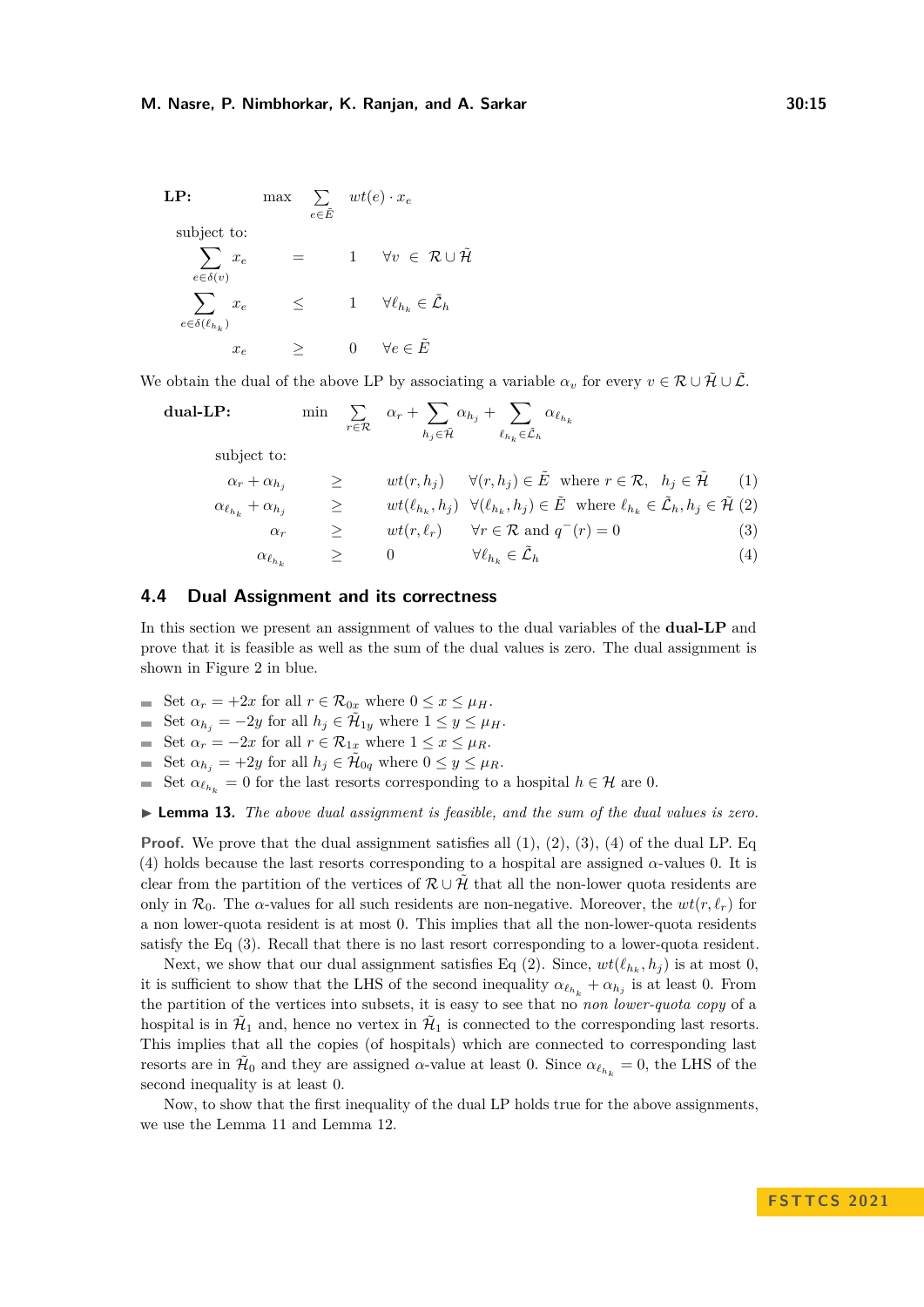**LP:**

$$\max \sum_{e \in \tilde{E}} wt(e) \cdot x_e$$

subject to:

$$\sum_{e \in \delta(v)} x_e = 1 \quad \forall v \in \mathcal{R} \cup \tilde{\mathcal{H}}$$

$$\sum_{e \in \delta(\ell_{h_k})} x_e \leq 1 \quad \forall \ell_{h_k} \in \tilde{\mathcal{L}}_h$$

$$x_e \geq 0 \quad \forall e \in \tilde{E}$$

We obtain the dual of the above LP by associating a variable $\alpha_v$ for every $v \in \mathcal{R} \cup \tilde{\mathcal{H}} \cup \tilde{\mathcal{L}}$.

**dual-LP:**

$$\min \sum_{r \in \mathcal{R}} \alpha_r + \sum_{h_j \in \tilde{\mathcal{H}}} \alpha_{h_j} + \sum_{\ell_{h_k} \in \tilde{\mathcal{L}}_h} \alpha_{\ell_{h_k}}$$

subject to:

$$\alpha_r + \alpha_{h_j} \geq wt(r, h_j) \quad \forall (r, h_j) \in \tilde{E} \text{ where } r \in \mathcal{R},\ h_j \in \tilde{\mathcal{H}} \tag{1}$$

$$\alpha_{\ell_{h_k}} + \alpha_{h_j} \geq wt(\ell_{h_k}, h_j) \quad \forall (\ell_{h_k}, h_j) \in \tilde{E} \text{ where } \ell_{h_k} \in \tilde{\mathcal{L}}_h, h_j \in \tilde{\mathcal{H}} \tag{2}$$

$$\alpha_r \geq wt(r, \ell_r) \quad \forall r \in \mathcal{R} \text{ and } q^-(r) = 0 \tag{3}$$

$$\alpha_{\ell_{h_k}} \geq 0 \quad \forall \ell_{h_k} \in \tilde{\mathcal{L}}_h \tag{4}$$

## 4.4 Dual Assignment and its correctness

In this section we present an assignment of values to the dual variables of the **dual-LP** and prove that it is feasible as well as the sum of the dual values is zero. The dual assignment is shown in Figure 2 in blue.

- Set $\alpha_r = +2x$ for all $r \in \mathcal{R}_{0x}$ where $0 \leq x \leq \mu_H$.
- Set $\alpha_{h_j} = -2y$ for all $h_j \in \tilde{\mathcal{H}}_{1y}$ where $1 \leq y \leq \mu_H$.
- Set $\alpha_r = -2x$ for all $r \in \mathcal{R}_{1x}$ where $1 \leq x \leq \mu_R$.
- Set $\alpha_{h_j} = +2y$ for all $h_j \in \tilde{\mathcal{H}}_{0q}$ where $0 \leq y \leq \mu_R$.
- Set $\alpha_{\ell_{h_k}} = 0$ for the last resorts corresponding to a hospital $h \in \mathcal{H}$ are 0.

▶ **Lemma 13.** *The above dual assignment is feasible, and the sum of the dual values is zero.*

**Proof.** We prove that the dual assignment satisfies all (1), (2), (3), (4) of the dual LP. Eq (4) holds because the last resorts corresponding to a hospital are assigned $\alpha$-values 0. It is clear from the partition of the vertices of $\mathcal{R} \cup \tilde{\mathcal{H}}$ that all the non-lower quota residents are only in $\mathcal{R}_0$. The $\alpha$-values for all such residents are non-negative. Moreover, the $wt(r, \ell_r)$ for a non lower-quota resident is at most 0. This implies that all the non-lower-quota residents satisfy the Eq (3). Recall that there is no last resort corresponding to a lower-quota resident.

Next, we show that our dual assignment satisfies Eq (2). Since, $wt(\ell_{h_k}, h_j)$ is at most 0, it is sufficient to show that the LHS of the second inequality $\alpha_{\ell_{h_k}} + \alpha_{h_j}$ is at least 0. From the partition of the vertices into subsets, it is easy to see that no *non lower-quota copy* of a hospital is in $\tilde{\mathcal{H}}_1$ and, hence no vertex in $\tilde{\mathcal{H}}_1$ is connected to the corresponding last resorts. This implies that all the copies (of hospitals) which are connected to corresponding last resorts are in $\tilde{\mathcal{H}}_0$ and they are assigned $\alpha$-value at least 0. Since $\alpha_{\ell_{h_k}} = 0$, the LHS of the second inequality is at least 0.

Now, to show that the first inequality of the dual LP holds true for the above assignments, we use the Lemma 11 and Lemma 12.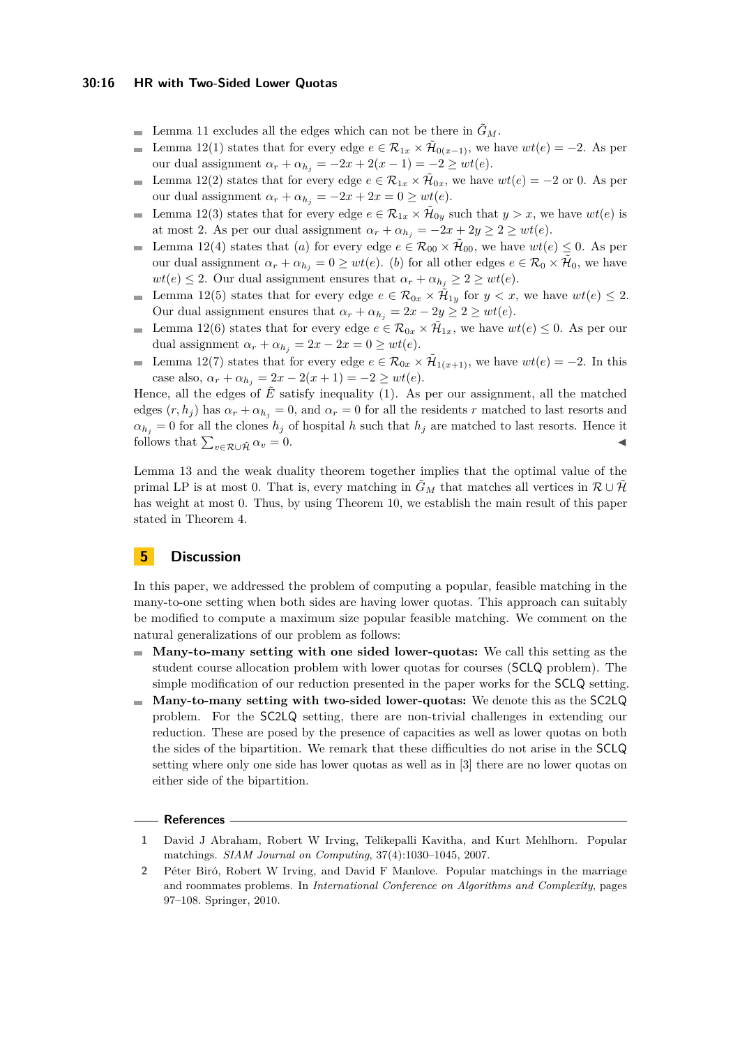- Lemma 11 excludes all the edges which can not be there in $\tilde{G}_M$.
- Lemma 12(1) states that for every edge $e \in \mathcal{R}_{1x} \times \tilde{\mathcal{H}}_{0(x-1)}$, we have $wt(e) = -2$. As per our dual assignment $\alpha_r + \alpha_{h_j} = -2x + 2(x-1) = -2 \geq wt(e)$.
- Lemma 12(2) states that for every edge $e \in \mathcal{R}_{1x} \times \tilde{\mathcal{H}}_{0x}$, we have $wt(e) = -2$ or $0$. As per our dual assignment $\alpha_r + \alpha_{h_j} = -2x + 2x = 0 \geq wt(e)$.
- Lemma 12(3) states that for every edge $e \in \mathcal{R}_{1x} \times \tilde{\mathcal{H}}_{0y}$ such that $y > x$, we have $wt(e)$ is at most 2. As per our dual assignment $\alpha_r + \alpha_{h_j} = -2x + 2y \geq 2 \geq wt(e)$.
- Lemma 12(4) states that $(a)$ for every edge $e \in \mathcal{R}_{00} \times \tilde{\mathcal{H}}_{00}$, we have $wt(e) \leq 0$. As per our dual assignment $\alpha_r + \alpha_{h_j} = 0 \geq wt(e)$. $(b)$ for all other edges $e \in \mathcal{R}_0 \times \tilde{\mathcal{H}}_0$, we have $wt(e) \leq 2$. Our dual assignment ensures that $\alpha_r + \alpha_{h_j} \geq 2 \geq wt(e)$.
- Lemma 12(5) states that for every edge $e \in \mathcal{R}_{0x} \times \tilde{\mathcal{H}}_{1y}$ for $y < x$, we have $wt(e) \leq 2$. Our dual assignment ensures that $\alpha_r + \alpha_{h_j} = 2x - 2y \geq 2 \geq wt(e)$.
- Lemma 12(6) states that for every edge $e \in \mathcal{R}_{0x} \times \tilde{\mathcal{H}}_{1x}$, we have $wt(e) \leq 0$. As per our dual assignment $\alpha_r + \alpha_{h_j} = 2x - 2x = 0 \geq wt(e)$.
- Lemma 12(7) states that for every edge $e \in \mathcal{R}_{0x} \times \tilde{\mathcal{H}}_{1(x+1)}$, we have $wt(e) = -2$. In this case also, $\alpha_r + \alpha_{h_j} = 2x - 2(x+1) = -2 \geq wt(e)$.

Hence, all the edges of $\tilde{E}$ satisfy inequality (1). As per our assignment, all the matched edges $(r, h_j)$ has $\alpha_r + \alpha_{h_j} = 0$, and $\alpha_r = 0$ for all the residents $r$ matched to last resorts and $\alpha_{h_j} = 0$ for all the clones $h_j$ of hospital $h$ such that $h_j$ are matched to last resorts. Hence it follows that $\sum_{v \in \mathcal{R} \cup \tilde{\mathcal{H}}} \alpha_v = 0$. ◀

Lemma 13 and the weak duality theorem together implies that the optimal value of the primal LP is at most 0. That is, every matching in $\tilde{G}_M$ that matches all vertices in $\mathcal{R} \cup \tilde{\mathcal{H}}$ has weight at most 0. Thus, by using Theorem 10, we establish the main result of this paper stated in Theorem 4.

## 5 Discussion

In this paper, we addressed the problem of computing a popular, feasible matching in the many-to-one setting when both sides are having lower quotas. This approach can suitably be modified to compute a maximum size popular feasible matching. We comment on the natural generalizations of our problem as follows:

- **Many-to-many setting with one sided lower-quotas:** We call this setting as the student course allocation problem with lower quotas for courses (SCLQ problem). The simple modification of our reduction presented in the paper works for the SCLQ setting.
- **Many-to-many setting with two-sided lower-quotas:** We denote this as the SC2LQ problem. For the SC2LQ setting, there are non-trivial challenges in extending our reduction. These are posed by the presence of capacities as well as lower quotas on both the sides of the bipartition. We remark that these difficulties do not arise in the SCLQ setting where only one side has lower quotas as well as in [3] there are no lower quotas on either side of the bipartition.

## References

1. David J Abraham, Robert W Irving, Telikepalli Kavitha, and Kurt Mehlhorn. Popular matchings. *SIAM Journal on Computing*, 37(4):1030–1045, 2007.
2. Péter Biró, Robert W Irving, and David F Manlove. Popular matchings in the marriage and roommates problems. In *International Conference on Algorithms and Complexity*, pages 97–108. Springer, 2010.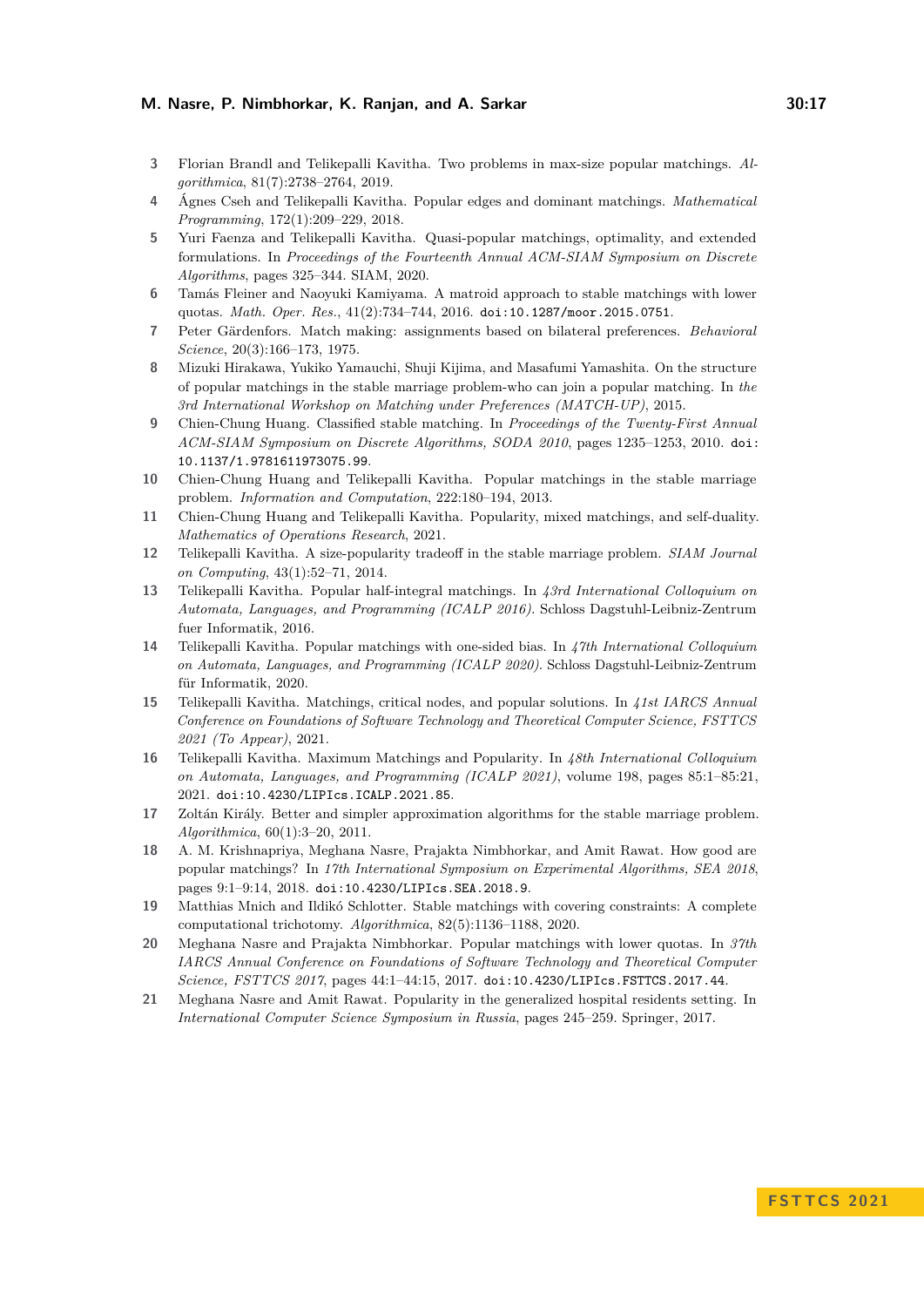3. Florian Brandl and Telikepalli Kavitha. Two problems in max-size popular matchings. *Algorithmica*, 81(7):2738–2764, 2019.
4. Ágnes Cseh and Telikepalli Kavitha. Popular edges and dominant matchings. *Mathematical Programming*, 172(1):209–229, 2018.
5. Yuri Faenza and Telikepalli Kavitha. Quasi-popular matchings, optimality, and extended formulations. In *Proceedings of the Fourteenth Annual ACM-SIAM Symposium on Discrete Algorithms*, pages 325–344. SIAM, 2020.
6. Tamás Fleiner and Naoyuki Kamiyama. A matroid approach to stable matchings with lower quotas. *Math. Oper. Res.*, 41(2):734–744, 2016. doi:10.1287/moor.2015.0751.
7. Peter Gärdenfors. Match making: assignments based on bilateral preferences. *Behavioral Science*, 20(3):166–173, 1975.
8. Mizuki Hirakawa, Yukiko Yamauchi, Shuji Kijima, and Masafumi Yamashita. On the structure of popular matchings in the stable marriage problem-who can join a popular matching. In *the 3rd International Workshop on Matching under Preferences (MATCH-UP)*, 2015.
9. Chien-Chung Huang. Classified stable matching. In *Proceedings of the Twenty-First Annual ACM-SIAM Symposium on Discrete Algorithms, SODA 2010*, pages 1235–1253, 2010. doi:10.1137/1.9781611973075.99.
10. Chien-Chung Huang and Telikepalli Kavitha. Popular matchings in the stable marriage problem. *Information and Computation*, 222:180–194, 2013.
11. Chien-Chung Huang and Telikepalli Kavitha. Popularity, mixed matchings, and self-duality. *Mathematics of Operations Research*, 2021.
12. Telikepalli Kavitha. A size-popularity tradeoff in the stable marriage problem. *SIAM Journal on Computing*, 43(1):52–71, 2014.
13. Telikepalli Kavitha. Popular half-integral matchings. In *43rd International Colloquium on Automata, Languages, and Programming (ICALP 2016)*. Schloss Dagstuhl-Leibniz-Zentrum fuer Informatik, 2016.
14. Telikepalli Kavitha. Popular matchings with one-sided bias. In *47th International Colloquium on Automata, Languages, and Programming (ICALP 2020)*. Schloss Dagstuhl-Leibniz-Zentrum für Informatik, 2020.
15. Telikepalli Kavitha. Matchings, critical nodes, and popular solutions. In *41st IARCS Annual Conference on Foundations of Software Technology and Theoretical Computer Science, FSTTCS 2021 (To Appear)*, 2021.
16. Telikepalli Kavitha. Maximum Matchings and Popularity. In *48th International Colloquium on Automata, Languages, and Programming (ICALP 2021)*, volume 198, pages 85:1–85:21, 2021. doi:10.4230/LIPIcs.ICALP.2021.85.
17. Zoltán Király. Better and simpler approximation algorithms for the stable marriage problem. *Algorithmica*, 60(1):3–20, 2011.
18. A. M. Krishnapriya, Meghana Nasre, Prajakta Nimbhorkar, and Amit Rawat. How good are popular matchings? In *17th International Symposium on Experimental Algorithms, SEA 2018*, pages 9:1–9:14, 2018. doi:10.4230/LIPIcs.SEA.2018.9.
19. Matthias Mnich and Ildikó Schlotter. Stable matchings with covering constraints: A complete computational trichotomy. *Algorithmica*, 82(5):1136–1188, 2020.
20. Meghana Nasre and Prajakta Nimbhorkar. Popular matchings with lower quotas. In *37th IARCS Annual Conference on Foundations of Software Technology and Theoretical Computer Science, FSTTCS 2017*, pages 44:1–44:15, 2017. doi:10.4230/LIPIcs.FSTTCS.2017.44.
21. Meghana Nasre and Amit Rawat. Popularity in the generalized hospital residents setting. In *International Computer Science Symposium in Russia*, pages 245–259. Springer, 2017.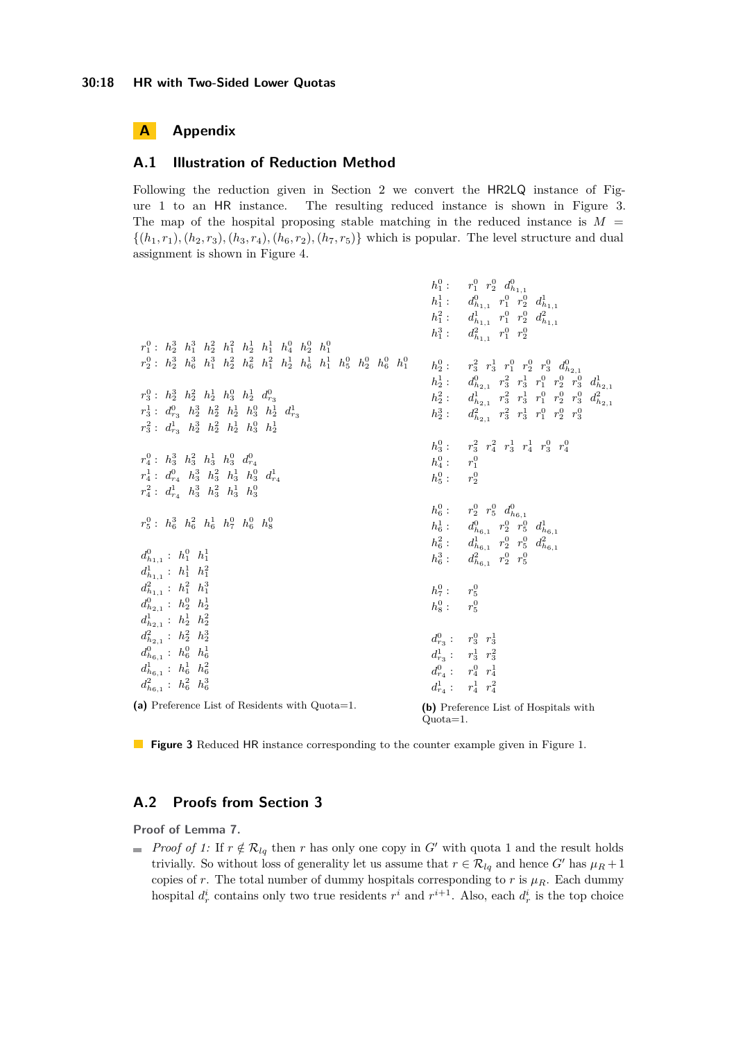## A Appendix

### A.1 Illustration of Reduction Method

Following the reduction given in Section 2 we convert the HR2LQ instance of Figure 1 to an HR instance. The resulting reduced instance is shown in Figure 3. The map of the hospital proposing stable matching in the reduced instance is $M = \{(h_1, r_1), (h_2, r_3), (h_3, r_4), (h_6, r_2), (h_7, r_5)\}$ which is popular. The level structure and dual assignment is shown in Figure 4.

$r_1^0 :\ h_2^3\ h_1^3\ h_2^2\ h_1^2\ h_2^1\ h_1^1\ h_4^0\ h_2^0\ h_1^0$
$r_2^0 :\ h_2^3\ h_6^3\ h_1^3\ h_2^2\ h_6^2\ h_1^2\ h_2^1\ h_6^1\ h_1^1\ h_5^0\ h_2^0\ h_6^0\ h_1^0$

$r_3^0 :\ h_2^3\ h_2^2\ h_2^1\ h_3^0\ h_2^1\ d_{r_3}^0$
$r_3^1 :\ d_{r_3}^0\ h_2^3\ h_2^2\ h_2^1\ h_3^0\ h_2^1\ d_{r_3}^1$
$r_3^2 :\ d_{r_3}^1\ h_2^3\ h_2^2\ h_2^1\ h_3^0\ h_2^1$

$r_4^0 :\ h_3^3\ h_3^2\ h_3^1\ h_3^0\ d_{r_4}^0$
$r_4^1 :\ d_{r_4}^0\ h_3^3\ h_3^2\ h_3^1\ h_3^0\ d_{r_4}^1$
$r_4^2 :\ d_{r_4}^1\ h_3^3\ h_3^2\ h_3^1\ h_3^0$

$r_5^0 :\ h_6^3\ h_6^2\ h_6^1\ h_7^0\ h_6^0\ h_8^0$

$d_{h_{1,1}}^0 :\ h_1^0\ h_1^1$
$d_{h_{1,1}}^1 :\ h_1^1\ h_1^2$
$d_{h_{1,1}}^2 :\ h_1^2\ h_1^3$
$d_{h_{2,1}}^0 :\ h_2^0\ h_2^1$
$d_{h_{2,1}}^1 :\ h_2^1\ h_2^2$
$d_{h_{2,1}}^2 :\ h_2^2\ h_2^3$
$d_{h_{6,1}}^0 :\ h_6^0\ h_6^1$
$d_{h_{6,1}}^1 :\ h_6^1\ h_6^2$
$d_{h_{6,1}}^2 :\ h_6^2\ h_6^3$

**(a)** Preference List of Residents with Quota=1.

$h_1^0 :\ r_1^0\ r_2^0\ d_{h_{1,1}}^0$
$h_1^1 :\ d_{h_{1,1}}^0\ r_1^0\ r_2^0\ d_{h_{1,1}}^1$
$h_1^2 :\ d_{h_{1,1}}^1\ r_1^0\ r_2^0\ d_{h_{1,1}}^2$
$h_1^3 :\ d_{h_{1,1}}^2\ r_1^0\ r_2^0$

$h_2^0 :\ r_3^2\ r_3^1\ r_1^0\ r_2^0\ r_3^0\ d_{h_{2,1}}^0$
$h_2^1 :\ d_{h_{2,1}}^0\ r_3^2\ r_3^1\ r_1^0\ r_2^0\ r_3^0\ d_{h_{2,1}}^1$
$h_2^2 :\ d_{h_{2,1}}^1\ r_3^2\ r_3^1\ r_1^0\ r_2^0\ r_3^0\ d_{h_{2,1}}^2$
$h_2^3 :\ d_{h_{2,1}}^2\ r_3^2\ r_3^1\ r_1^0\ r_2^0\ r_3^0$

$h_3^0 :\ r_3^2\ r_4^2\ r_3^1\ r_4^1\ r_3^0\ r_4^0$
$h_4^0 :\ r_1^0$
$h_5^0 :\ r_2^0$

$h_6^0 :\ r_2^0\ r_5^0\ d_{h_{6,1}}^0$
$h_6^1 :\ d_{h_{6,1}}^0\ r_2^0\ r_5^0\ d_{h_{6,1}}^1$
$h_6^2 :\ d_{h_{6,1}}^1\ r_2^0\ r_5^0\ d_{h_{6,1}}^2$
$h_6^3 :\ d_{h_{6,1}}^2\ r_2^0\ r_5^0$

$h_7^0 :\ r_5^0$
$h_8^0 :\ r_5^0$

$d_{r_3}^0 :\ r_3^0\ r_3^1$
$d_{r_3}^1 :\ r_3^1\ r_3^2$
$d_{r_4}^0 :\ r_4^0\ r_4^1$
$d_{r_4}^1 :\ r_4^1\ r_4^2$

**(b)** Preference List of Hospitals with Quota=1.

**Figure 3** Reduced HR instance corresponding to the counter example given in Figure 1.

### A.2 Proofs from Section 3

**Proof of Lemma 7.**

- *Proof of 1:* If $r \notin \mathcal{R}_{lq}$ then $r$ has only one copy in $G'$ with quota 1 and the result holds trivially. So without loss of generality let us assume that $r \in \mathcal{R}_{lq}$ and hence $G'$ has $\mu_R + 1$ copies of $r$. The total number of dummy hospitals corresponding to $r$ is $\mu_R$. Each dummy hospital $d_r^i$ contains only two true residents $r^i$ and $r^{i+1}$. Also, each $d_r^i$ is the top choice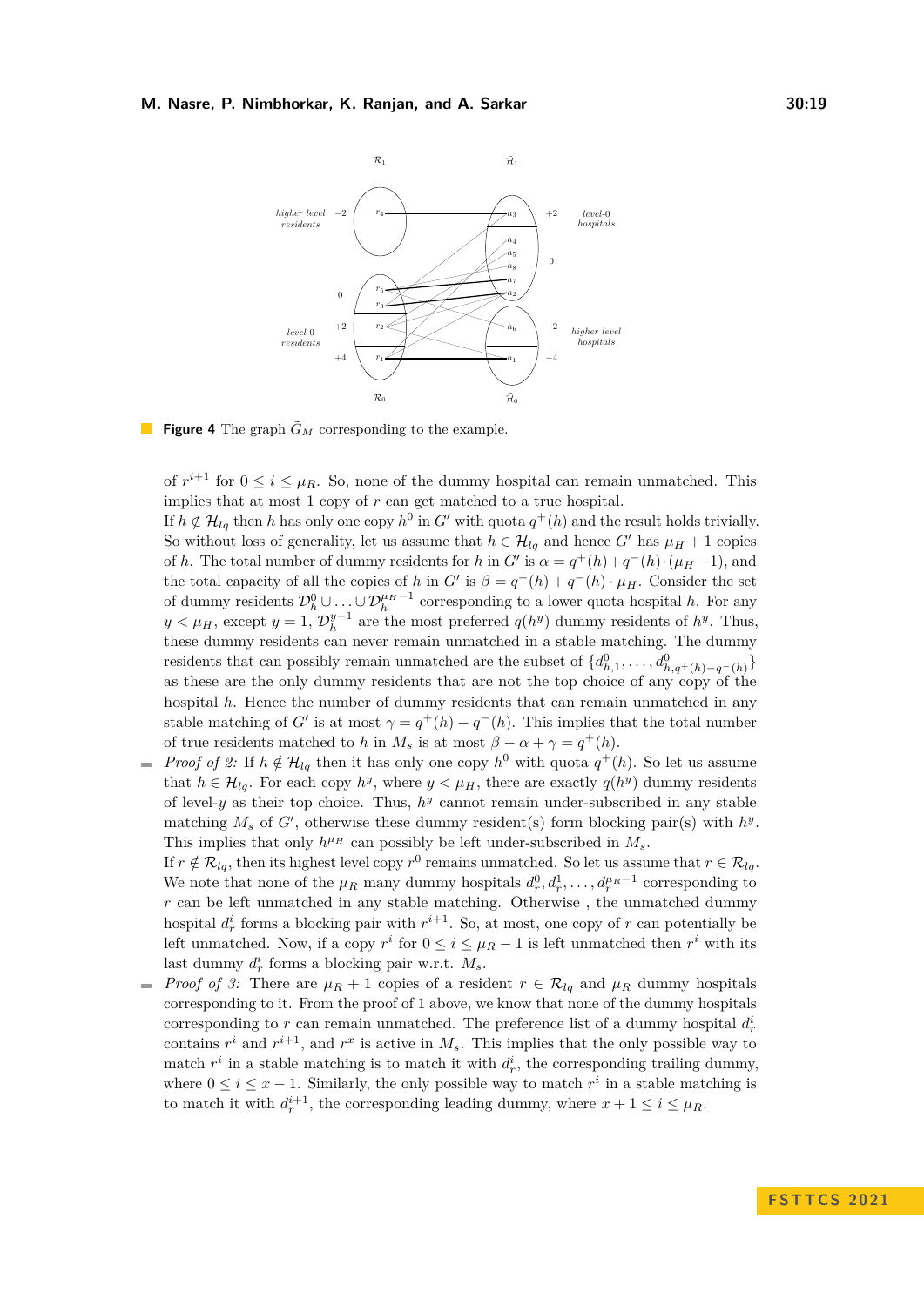**Figure 4** The graph $\tilde{G}_M$ corresponding to the example.

of $r^{i+1}$ for $0 \le i \le \mu_R$. So, none of the dummy hospital can remain unmatched. This implies that at most 1 copy of $r$ can get matched to a true hospital.

If $h \notin \mathcal{H}_{lq}$ then $h$ has only one copy $h^0$ in $G'$ with quota $q^+(h)$ and the result holds trivially. So without loss of generality, let us assume that $h \in \mathcal{H}_{lq}$ and hence $G'$ has $\mu_H + 1$ copies of $h$. The total number of dummy residents for $h$ in $G'$ is $\alpha = q^+(h) + q^-(h) \cdot (\mu_H - 1)$, and the total capacity of all the copies of $h$ in $G'$ is $\beta = q^+(h) + q^-(h) \cdot \mu_H$. Consider the set of dummy residents $\mathcal{D}_h^0 \cup \ldots \cup \mathcal{D}_h^{\mu_H - 1}$ corresponding to a lower quota hospital $h$. For any $y < \mu_H$, except $y = 1$, $\mathcal{D}_h^{y-1}$ are the most preferred $q(h^y)$ dummy residents of $h^y$. Thus, these dummy residents can never remain unmatched in a stable matching. The dummy residents that can possibly remain unmatched are the subset of $\{d^0_{h,1}, \ldots, d^0_{h,q^+(h)-q^-(h)}\}$ as these are the only dummy residents that are not the top choice of any copy of the hospital $h$. Hence the number of dummy residents that can remain unmatched in any stable matching of $G'$ is at most $\gamma = q^+(h) - q^-(h)$. This implies that the total number of true residents matched to $h$ in $M_s$ is at most $\beta - \alpha + \gamma = q^+(h)$.

- *Proof of 2:* If $h \notin \mathcal{H}_{lq}$ then it has only one copy $h^0$ with quota $q^+(h)$. So let us assume that $h \in \mathcal{H}_{lq}$. For each copy $h^y$, where $y < \mu_H$, there are exactly $q(h^y)$ dummy residents of level-$y$ as their top choice. Thus, $h^y$ cannot remain under-subscribed in any stable matching $M_s$ of $G'$, otherwise these dummy resident(s) form blocking pair(s) with $h^y$. This implies that only $h^{\mu_H}$ can possibly be left under-subscribed in $M_s$.

  If $r \notin \mathcal{R}_{lq}$, then its highest level copy $r^0$ remains unmatched. So let us assume that $r \in \mathcal{R}_{lq}$. We note that none of the $\mu_R$ many dummy hospitals $d_r^0, d_r^1, \ldots, d_r^{\mu_R - 1}$ corresponding to $r$ can be left unmatched in any stable matching. Otherwise , the unmatched dummy hospital $d_r^i$ forms a blocking pair with $r^{i+1}$. So, at most, one copy of $r$ can potentially be left unmatched. Now, if a copy $r^i$ for $0 \le i \le \mu_R - 1$ is left unmatched then $r^i$ with its last dummy $d_r^i$ forms a blocking pair w.r.t. $M_s$.

- *Proof of 3:* There are $\mu_R + 1$ copies of a resident $r \in \mathcal{R}_{lq}$ and $\mu_R$ dummy hospitals corresponding to it. From the proof of 1 above, we know that none of the dummy hospitals corresponding to $r$ can remain unmatched. The preference list of a dummy hospital $d_r^i$ contains $r^i$ and $r^{i+1}$, and $r^x$ is active in $M_s$. This implies that the only possible way to match $r^i$ in a stable matching is to match it with $d_r^i$, the corresponding trailing dummy, where $0 \le i \le x - 1$. Similarly, the only possible way to match $r^i$ in a stable matching is to match it with $d_r^{i+1}$, the corresponding leading dummy, where $x + 1 \le i \le \mu_R$.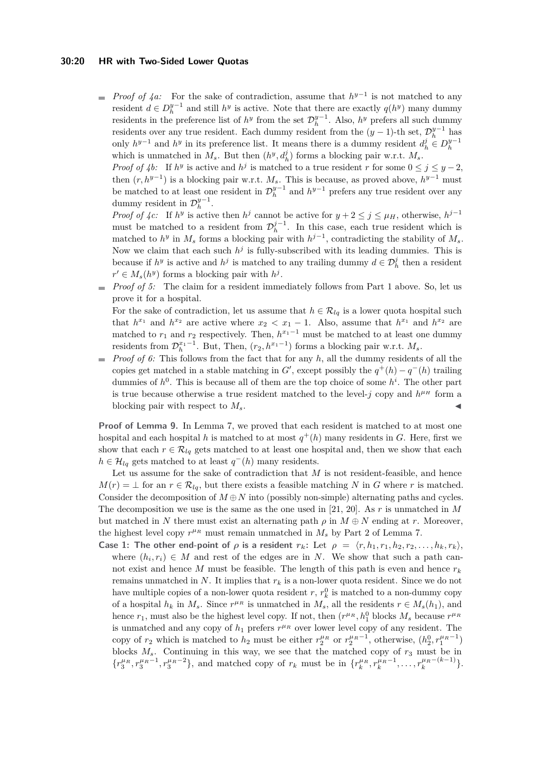- *Proof of 4a:* For the sake of contradiction, assume that $h^{y-1}$ is not matched to any resident $d \in D_h^{y-1}$ and still $h^y$ is active. Note that there are exactly $q(h^y)$ many dummy residents in the preference list of $h^y$ from the set $\mathcal{D}_h^{y-1}$. Also, $h^y$ prefers all such dummy residents over any true resident. Each dummy resident from the $(y-1)$-th set, $\mathcal{D}_h^{y-1}$ has only $h^{y-1}$ and $h^y$ in its preference list. It means there is a dummy resident $d_h^j \in D_h^{y-1}$ which is unmatched in $M_s$. But then $(h^y, d_h^j)$ forms a blocking pair w.r.t. $M_s$.

  *Proof of 4b:* If $h^y$ is active and $h^j$ is matched to a true resident $r$ for some $0 \le j \le y-2$, then $(r, h^{y-1})$ is a blocking pair w.r.t. $M_s$. This is because, as proved above, $h^{y-1}$ must be matched to at least one resident in $\mathcal{D}_h^{y-1}$ and $h^{y-1}$ prefers any true resident over any dummy resident in $\mathcal{D}_h^{y-1}$.

  *Proof of 4c:* If $h^y$ is active then $h^j$ cannot be active for $y+2 \le j \le \mu_H$, otherwise, $h^{j-1}$ must be matched to a resident from $\mathcal{D}_h^{j-1}$. In this case, each true resident which is matched to $h^y$ in $M_s$ forms a blocking pair with $h^{j-1}$, contradicting the stability of $M_s$. Now we claim that each such $h^j$ is fully-subscribed with its leading dummies. This is because if $h^y$ is active and $h^j$ is matched to any trailing dummy $d \in \mathcal{D}_h^j$ then a resident $r' \in M_s(h^y)$ forms a blocking pair with $h^j$.

- *Proof of 5:* The claim for a resident immediately follows from Part 1 above. So, let us prove it for a hospital.

  For the sake of contradiction, let us assume that $h \in \mathcal{R}_{lq}$ is a lower quota hospital such that $h^{x_1}$ and $h^{x_2}$ are active where $x_2 < x_1 - 1$. Also, assume that $h^{x_1}$ and $h^{x_2}$ are matched to $r_1$ and $r_2$ respectively. Then, $h^{x_1-1}$ must be matched to at least one dummy residents from $\mathcal{D}_h^{x_1-1}$. But, Then, $(r_2, h^{x_1-1})$ forms a blocking pair w.r.t. $M_s$.

- *Proof of 6:* This follows from the fact that for any $h$, all the dummy residents of all the copies get matched in a stable matching in $G'$, except possibly the $q^+(h) - q^-(h)$ trailing dummies of $h^0$. This is because all of them are the top choice of some $h^i$. The other part is true because otherwise a true resident matched to the level-$j$ copy and $h^{\mu_H}$ form a blocking pair with respect to $M_s$. ◀

**Proof of Lemma 9.** In Lemma 7, we proved that each resident is matched to at most one hospital and each hospital $h$ is matched to at most $q^+(h)$ many residents in $G$. Here, first we show that each $r \in \mathcal{R}_{lq}$ gets matched to at least one hospital and, then we show that each $h \in \mathcal{H}_{lq}$ gets matched to at least $q^-(h)$ many residents.

Let us assume for the sake of contradiction that $M$ is not resident-feasible, and hence $M(r) = \perp$ for an $r \in \mathcal{R}_{lq}$, but there exists a feasible matching $N$ in $G$ where $r$ is matched. Consider the decomposition of $M \oplus N$ into (possibly non-simple) alternating paths and cycles. The decomposition we use is the same as the one used in [21, 20]. As $r$ is unmatched in $M$ but matched in $N$ there must exist an alternating path $\rho$ in $M \oplus N$ ending at $r$. Moreover, the highest level copy $r^{\mu_R}$ must remain unmatched in $M_s$ by Part 2 of Lemma 7.

**Case 1: The other end-point of $\rho$ is a resident $r_k$:** Let $\rho = \langle r, h_1, r_1, h_2, r_2, \ldots, h_k, r_k \rangle$, where $(h_i, r_i) \in M$ and rest of the edges are in $N$. We show that such a path cannot exist and hence $M$ must be feasible. The length of this path is even and hence $r_k$ remains unmatched in $N$. It implies that $r_k$ is a non-lower quota resident. Since we do not have multiple copies of a non-lower quota resident $r$, $r_k^0$ is matched to a non-dummy copy of a hospital $h_k$ in $M_s$. Since $r^{\mu_R}$ is unmatched in $M_s$, all the residents $r \in M_s(h_1)$, and hence $r_1$, must also be the highest level copy. If not, then $(r^{\mu_R}, h_1^0$ blocks $M_s$ because $r^{\mu_R}$ is unmatched and any copy of $h_1$ prefers $r^{\mu_R}$ over lower level copy of any resident. The copy of $r_2$ which is matched to $h_2$ must be either $r_2^{\mu_R}$ or $r_2^{\mu_R-1}$, otherwise, $(h_2^0, r_1^{\mu_R-1})$ blocks $M_s$. Continuing in this way, we see that the matched copy of $r_3$ must be in $\{r_3^{\mu_R}, r_3^{\mu_R-1}, r_3^{\mu_R-2}\}$, and matched copy of $r_k$ must be in $\{r_k^{\mu_R}, r_k^{\mu_R-1}, \ldots, r_k^{\mu_R-(k-1)}\}$.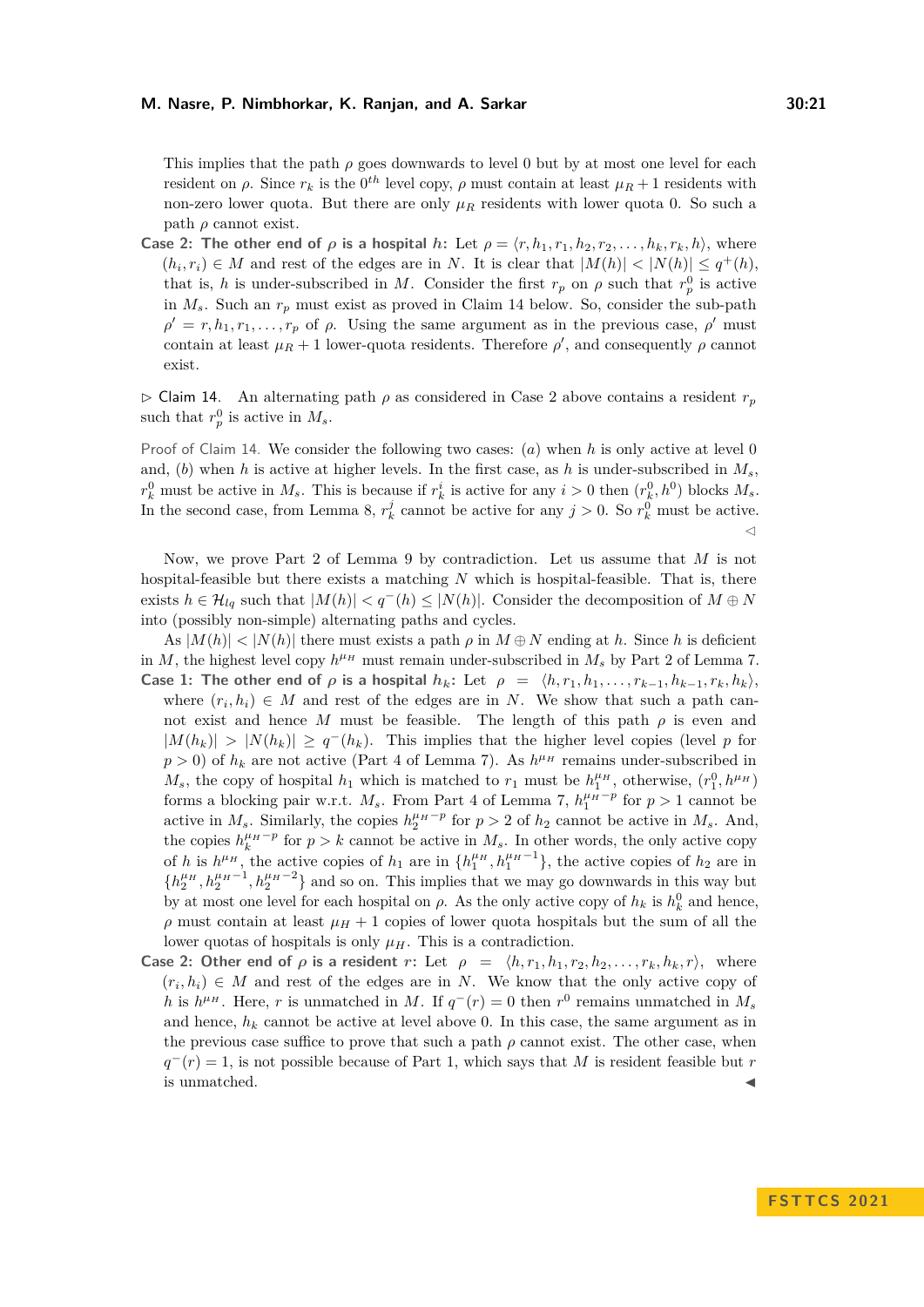This implies that the path $\rho$ goes downwards to level 0 but by at most one level for each resident on $\rho$. Since $r_k$ is the $0^{th}$ level copy, $\rho$ must contain at least $\mu_R + 1$ residents with non-zero lower quota. But there are only $\mu_R$ residents with lower quota 0. So such a path $\rho$ cannot exist.

**Case 2: The other end of $\rho$ is a hospital $h$:** Let $\rho = \langle r, h_1, r_1, h_2, r_2, \ldots, h_k, r_k, h\rangle$, where $(h_i, r_i) \in M$ and rest of the edges are in $N$. It is clear that $|M(h)| < |N(h)| \le q^+(h)$, that is, $h$ is under-subscribed in $M$. Consider the first $r_p$ on $\rho$ such that $r_p^0$ is active in $M_s$. Such an $r_p$ must exist as proved in Claim 14 below. So, consider the sub-path $\rho' = r, h_1, r_1, \ldots, r_p$ of $\rho$. Using the same argument as in the previous case, $\rho'$ must contain at least $\mu_R + 1$ lower-quota residents. Therefore $\rho'$, and consequently $\rho$ cannot exist.

▷ Claim 14. An alternating path $\rho$ as considered in Case 2 above contains a resident $r_p$ such that $r_p^0$ is active in $M_s$.

*Proof of Claim 14.* We consider the following two cases: $(a)$ when $h$ is only active at level 0 and, $(b)$ when $h$ is active at higher levels. In the first case, as $h$ is under-subscribed in $M_s$, $r_k^0$ must be active in $M_s$. This is because if $r_k^i$ is active for any $i > 0$ then $(r_k^0, h^0)$ blocks $M_s$. In the second case, from Lemma 8, $r_k^j$ cannot be active for any $j > 0$. So $r_k^0$ must be active. ◁

Now, we prove Part 2 of Lemma 9 by contradiction. Let us assume that $M$ is not hospital-feasible but there exists a matching $N$ which is hospital-feasible. That is, there exists $h \in \mathcal{H}_{lq}$ such that $|M(h)| < q^-(h) \le |N(h)|$. Consider the decomposition of $M \oplus N$ into (possibly non-simple) alternating paths and cycles.

As $|M(h)| < |N(h)|$ there must exists a path $\rho$ in $M \oplus N$ ending at $h$. Since $h$ is deficient in $M$, the highest level copy $h^{\mu_H}$ must remain under-subscribed in $M_s$ by Part 2 of Lemma 7.

**Case 1: The other end of $\rho$ is a hospital $h_k$:** Let $\rho = \langle h, r_1, h_1, \ldots, r_{k-1}, h_{k-1}, r_k, h_k\rangle$, where $(r_i, h_i) \in M$ and rest of the edges are in $N$. We show that such a path cannot exist and hence $M$ must be feasible. The length of this path $\rho$ is even and $|M(h_k)| > |N(h_k)| \ge q^-(h_k)$. This implies that the higher level copies (level $p$ for $p > 0$) of $h_k$ are not active (Part 4 of Lemma 7). As $h^{\mu_H}$ remains under-subscribed in $M_s$, the copy of hospital $h_1$ which is matched to $r_1$ must be $h_1^{\mu_H}$, otherwise, $(r_1^0, h^{\mu_H})$ forms a blocking pair w.r.t. $M_s$. From Part 4 of Lemma 7, $h_1^{\mu_H - p}$ for $p > 1$ cannot be active in $M_s$. Similarly, the copies $h_2^{\mu_H - p}$ for $p > 2$ of $h_2$ cannot be active in $M_s$. And, the copies $h_k^{\mu_H - p}$ for $p > k$ cannot be active in $M_s$. In other words, the only active copy of $h$ is $h^{\mu_H}$, the active copies of $h_1$ are in $\{h_1^{\mu_H}, h_1^{\mu_H - 1}\}$, the active copies of $h_2$ are in $\{h_2^{\mu_H}, h_2^{\mu_H - 1}, h_2^{\mu_H - 2}\}$ and so on. This implies that we may go downwards in this way but by at most one level for each hospital on $\rho$. As the only active copy of $h_k$ is $h_k^0$ and hence, $\rho$ must contain at least $\mu_H + 1$ copies of lower quota hospitals but the sum of all the lower quotas of hospitals is only $\mu_H$. This is a contradiction.

**Case 2: Other end of $\rho$ is a resident $r$:** Let $\rho = \langle h, r_1, h_1, r_2, h_2, \ldots, r_k, h_k, r\rangle$, where $(r_i, h_i) \in M$ and rest of the edges are in $N$. We know that the only active copy of $h$ is $h^{\mu_H}$. Here, $r$ is unmatched in $M$. If $q^-(r) = 0$ then $r^0$ remains unmatched in $M_s$ and hence, $h_k$ cannot be active at level above 0. In this case, the same argument as in the previous case suffice to prove that such a path $\rho$ cannot exist. The other case, when $q^-(r) = 1$, is not possible because of Part 1, which says that $M$ is resident feasible but $r$ is unmatched. ◀